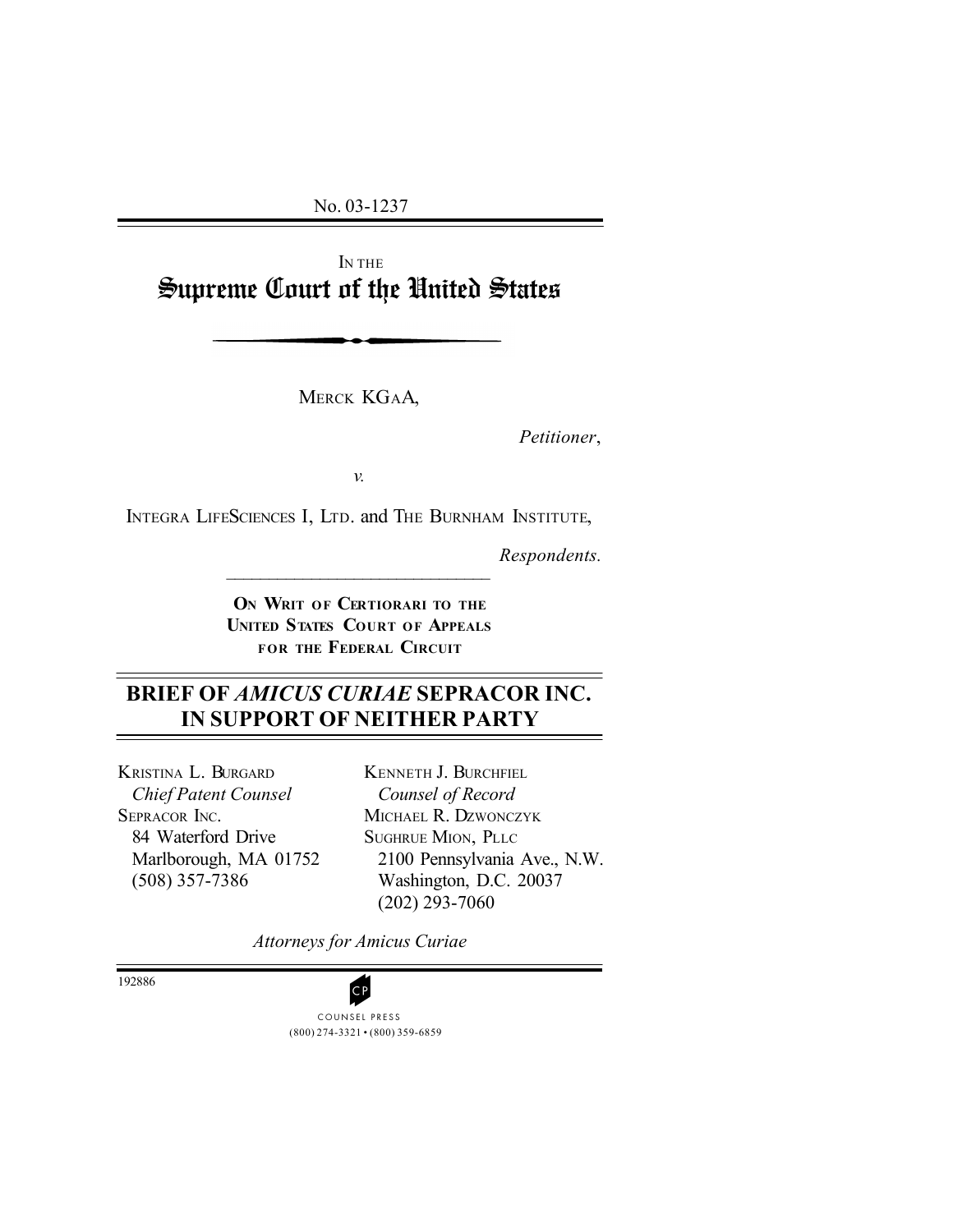No. 03-1237

IN THE

# Supreme Court of the United States

MERCK KGAA,

*Petitioner*,

*v.*

INTEGRA LIFESCIENCES I, LTD. and THE BURNHAM INSTITUTE,

*Respondents.*

**ON WRIT OF CERTIORARI TO THE UNITED STATES COURT OF APPEALS FOR THE FEDERAL CIRCUIT**

## BRIEF OF *AMICUS CURIAE* SEPRACOR INC. IN SUPPORT OF NEITHER PARTY

KRISTINA L. BURGARD
*Chief Patent Counsel*
SEPRACOR INC.
84 Waterford Drive
Marlborough, MA 01752
(508) 357-7386

KENNETH J. BURCHFIEL
*Counsel of Record*
MICHAEL R. DZWONCZYK
SUGHRUE MION, PLLC
2100 Pennsylvania Ave., N.W.
Washington, D.C. 20037
(202) 293-7060

*Attorneys for Amicus Curiae*

192886

COUNSEL PRESS
(800) 274-3321 • (800) 359-6859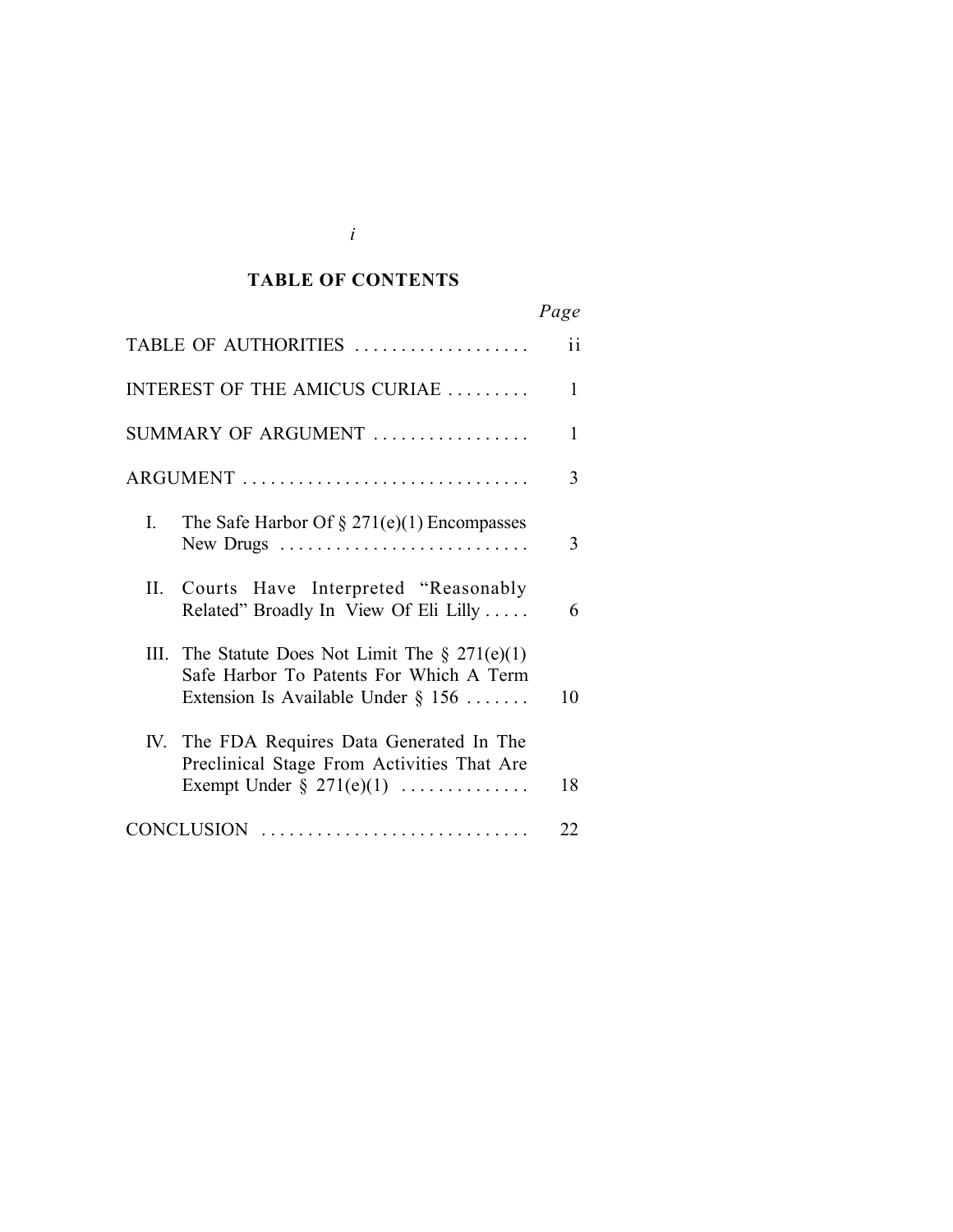## TABLE OF CONTENTS

| | *Page* |
|---|---|
| TABLE OF AUTHORITIES | ii |
| INTEREST OF THE AMICUS CURIAE | 1 |
| SUMMARY OF ARGUMENT | 1 |
| ARGUMENT | 3 |
| I. The Safe Harbor Of § 271(e)(1) Encompasses New Drugs | 3 |
| II. Courts Have Interpreted "Reasonably Related" Broadly In View Of Eli Lilly | 6 |
| III. The Statute Does Not Limit The § 271(e)(1) Safe Harbor To Patents For Which A Term Extension Is Available Under § 156 | 10 |
| IV. The FDA Requires Data Generated In The Preclinical Stage From Activities That Are Exempt Under § 271(e)(1) | 18 |
| CONCLUSION | 22 |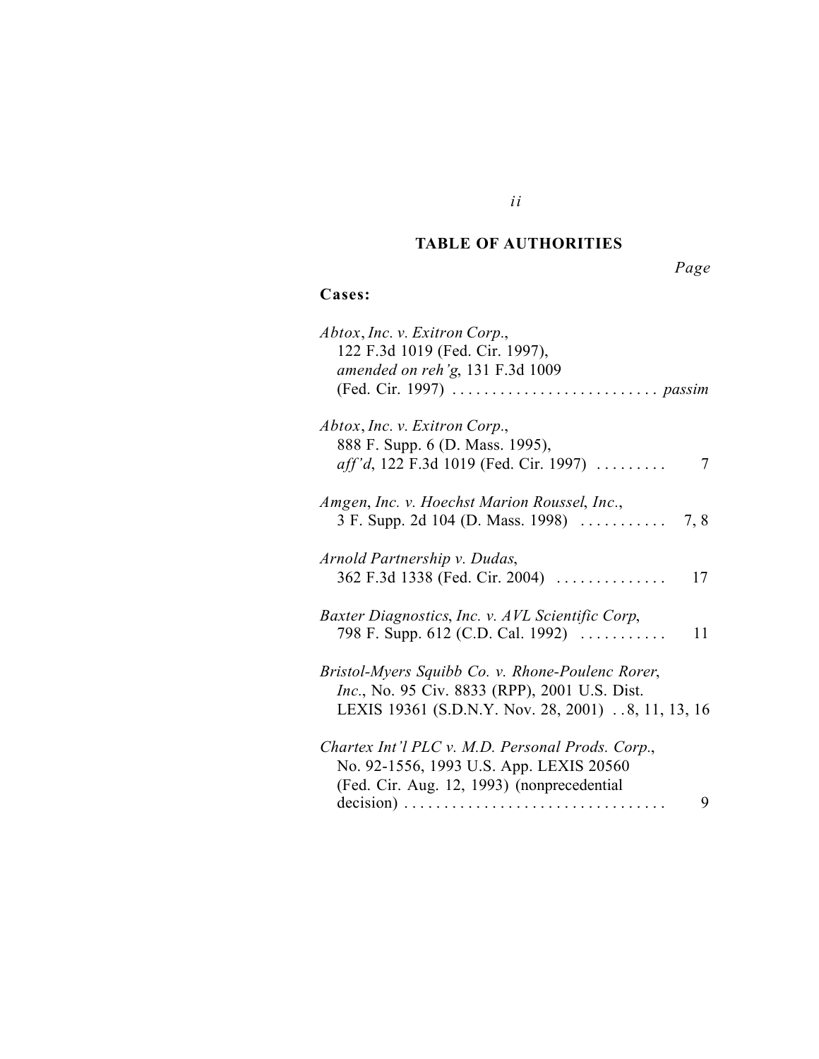## TABLE OF AUTHORITIES

*Page*

**Cases:**

*Abtox*, *Inc. v. Exitron Corp.*,
122 F.3d 1019 (Fed. Cir. 1997),
*amended on reh'g*, 131 F.3d 1009
(Fed. Cir. 1997) . . . . . . . . . . . . . . . . . . . . . . . . . . *passim*

*Abtox*, *Inc. v. Exitron Corp.*,
888 F. Supp. 6 (D. Mass. 1995),
*aff'd*, 122 F.3d 1019 (Fed. Cir. 1997) . . . . . . . . . 7

*Amgen*, *Inc. v. Hoechst Marion Roussel*, *Inc.*,
3 F. Supp. 2d 104 (D. Mass. 1998) . . . . . . . . . . . 7, 8

*Arnold Partnership v. Dudas*,
362 F.3d 1338 (Fed. Cir. 2004) . . . . . . . . . . . . . . 17

*Baxter Diagnostics*, *Inc. v. AVL Scientific Corp*,
798 F. Supp. 612 (C.D. Cal. 1992) . . . . . . . . . . . 11

*Bristol-Myers Squibb Co. v. Rhone-Poulenc Rorer*,
*Inc.*, No. 95 Civ. 8833 (RPP), 2001 U.S. Dist.
LEXIS 19361 (S.D.N.Y. Nov. 28, 2001) . . 8, 11, 13, 16

*Chartex Int'l PLC v. M.D. Personal Prods. Corp.*,
No. 92-1556, 1993 U.S. App. LEXIS 20560
(Fed. Cir. Aug. 12, 1993) (nonprecedential
decision) . . . . . . . . . . . . . . . . . . . . . . . . . . . . . . . . . 9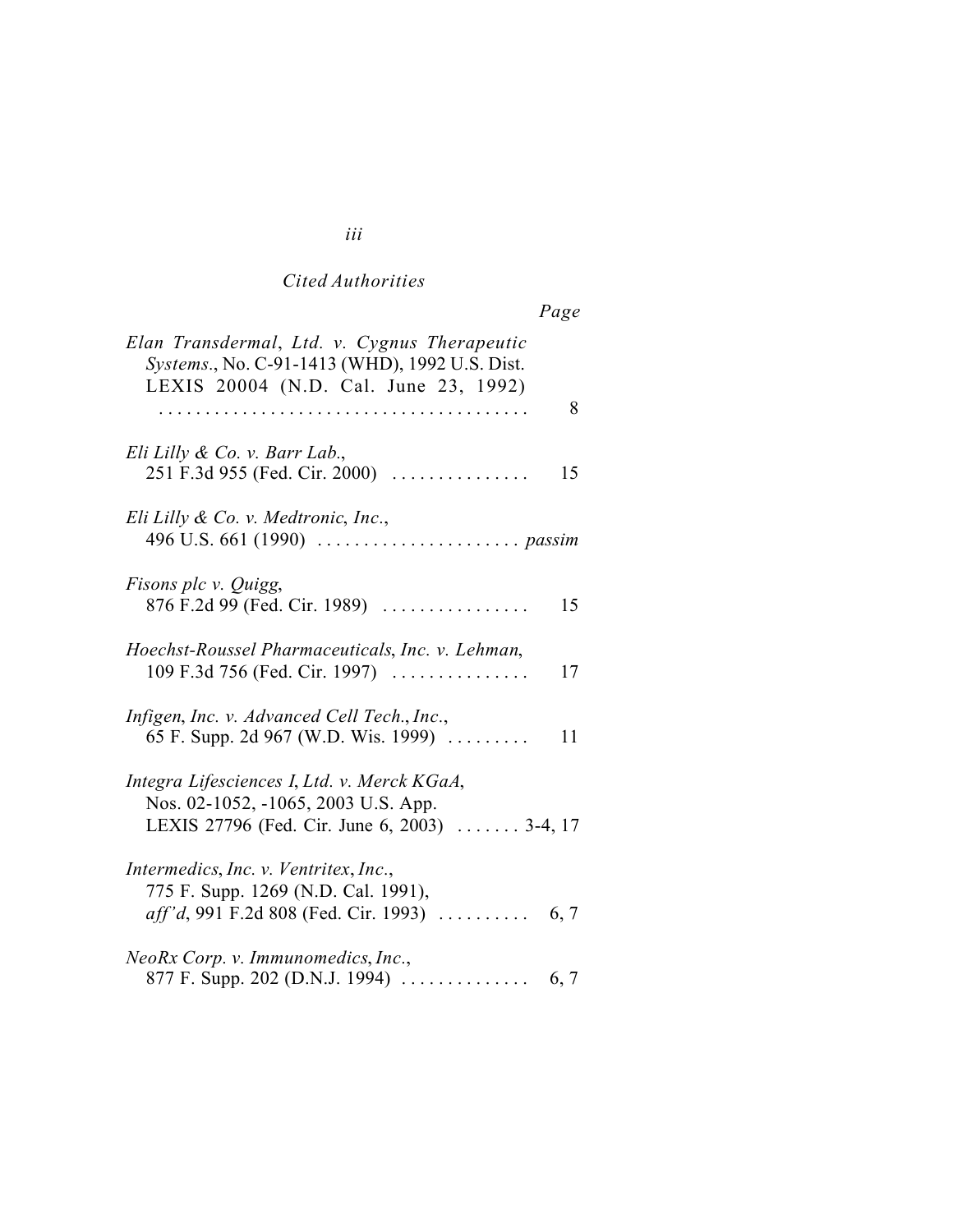*Cited Authorities*

| | *Page* |
|---|---|
| *Elan Transdermal*, *Ltd. v. Cygnus Therapeutic Systems.*, No. C-91-1413 (WHD), 1992 U.S. Dist. LEXIS 20004 (N.D. Cal. June 23, 1992) | 8 |
| *Eli Lilly & Co. v. Barr Lab.*, 251 F.3d 955 (Fed. Cir. 2000) | 15 |
| *Eli Lilly & Co. v. Medtronic*, *Inc.*, 496 U.S. 661 (1990) | *passim* |
| *Fisons plc v. Quigg*, 876 F.2d 99 (Fed. Cir. 1989) | 15 |
| *Hoechst-Roussel Pharmaceuticals*, *Inc. v. Lehman*, 109 F.3d 756 (Fed. Cir. 1997) | 17 |
| *Infigen*, *Inc. v. Advanced Cell Tech.*, *Inc.*, 65 F. Supp. 2d 967 (W.D. Wis. 1999) | 11 |
| *Integra Lifesciences I*, *Ltd. v. Merck KGaA*, Nos. 02-1052, -1065, 2003 U.S. App. LEXIS 27796 (Fed. Cir. June 6, 2003) | 3-4, 17 |
| *Intermedics*, *Inc. v. Ventritex*, *Inc.*, 775 F. Supp. 1269 (N.D. Cal. 1991), *aff'd*, 991 F.2d 808 (Fed. Cir. 1993) | 6, 7 |
| *NeoRx Corp. v. Immunomedics*, *Inc.*, 877 F. Supp. 202 (D.N.J. 1994) | 6, 7 |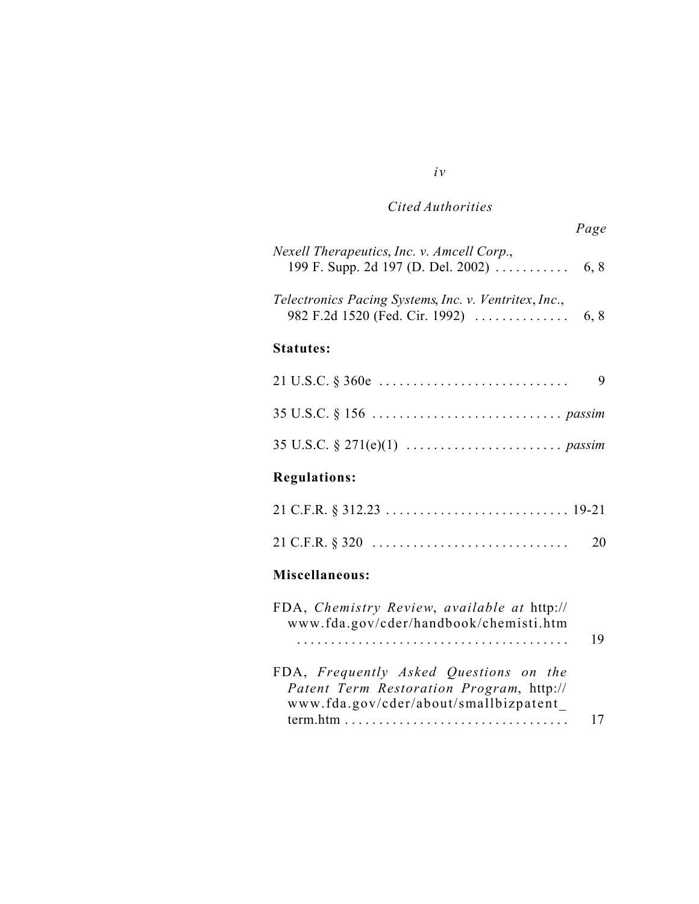*Cited Authorities*

*Page*

*Nexell Therapeutics*, *Inc. v. Amcell Corp.*, 199 F. Supp. 2d 197 (D. Del. 2002) . . . . . . . . . . . 6, 8

*Telectronics Pacing Systems*, *Inc. v. Ventritex*, *Inc.*, 982 F.2d 1520 (Fed. Cir. 1992) . . . . . . . . . . . . . 6, 8

**Statutes:**

21 U.S.C. § 360e . . . . . . . . . . . . . . . . . . . . . . . . . . . . 9

35 U.S.C. § 156 . . . . . . . . . . . . . . . . . . . . . . . . . . . . *passim*

35 U.S.C. § 271(e)(1) . . . . . . . . . . . . . . . . . . . . . . . *passim*

**Regulations:**

21 C.F.R. § 312.23 . . . . . . . . . . . . . . . . . . . . . . . . . . . 19-21

21 C.F.R. § 320 . . . . . . . . . . . . . . . . . . . . . . . . . . . . . 20

**Miscellaneous:**

FDA, *Chemistry Review*, *available at* http://www.fda.gov/cder/handbook/chemisti.htm . . . . . . . . . . . . . . . . . . . . . . . . . . . . . . . . . . . . . . 19

FDA, *Frequently Asked Questions on the Patent Term Restoration Program*, http://www.fda.gov/cder/about/smallbizpatent_term.htm . . . . . . . . . . . . . . . . . . . . . . . . . . . . . . . . 17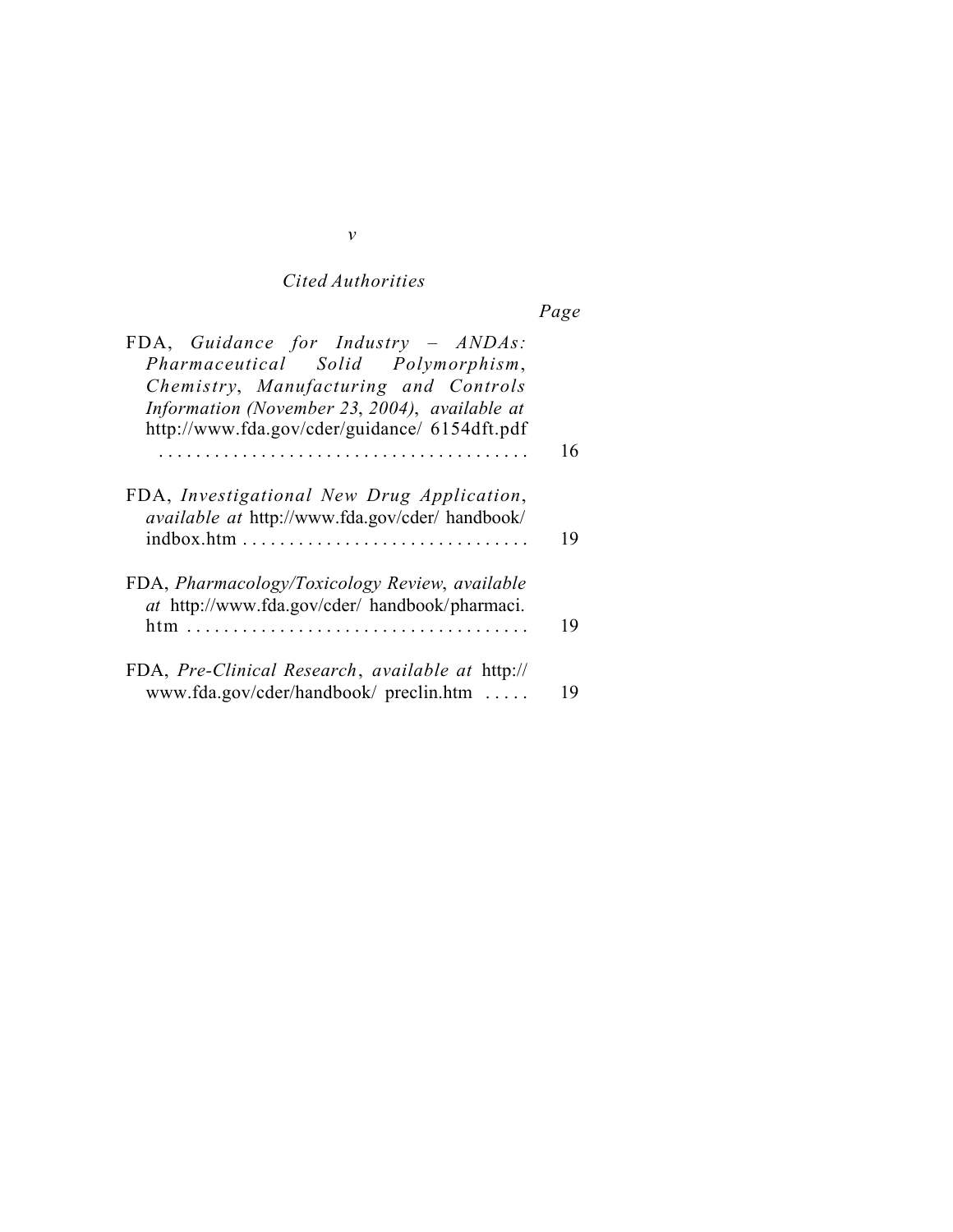*Cited Authorities*

| | Page |
|---|---|
| FDA, *Guidance for Industry – ANDAs: Pharmaceutical Solid Polymorphism, Chemistry, Manufacturing and Controls Information (November 23, 2004), available at* http://www.fda.gov/cder/guidance/ 6154dft.pdf | 16 |
| FDA, *Investigational New Drug Application, available at* http://www.fda.gov/cder/ handbook/ indbox.htm | 19 |
| FDA, *Pharmacology/Toxicology Review, available at* http://www.fda.gov/cder/ handbook/pharmaci. htm | 19 |
| FDA, *Pre-Clinical Research, available at* http:// www.fda.gov/cder/handbook/ preclin.htm | 19 |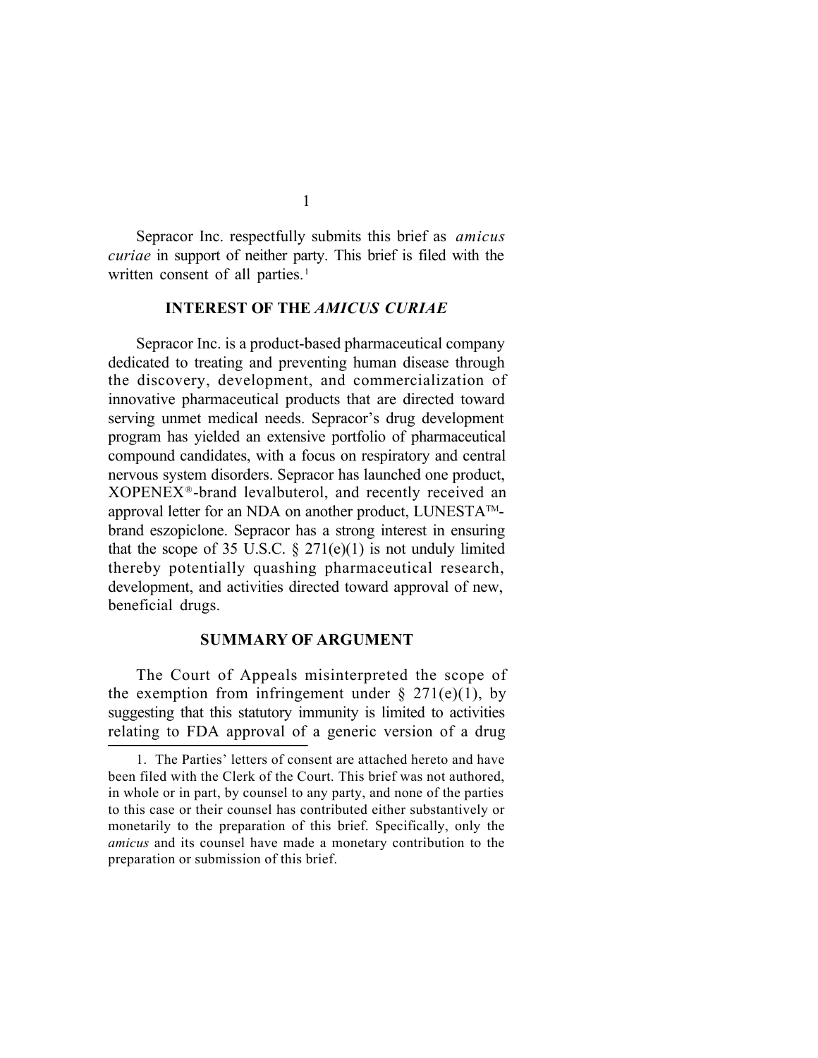Sepracor Inc. respectfully submits this brief as *amicus curiae* in support of neither party. This brief is filed with the written consent of all parties.[1]

## INTEREST OF THE *AMICUS CURIAE*

Sepracor Inc. is a product-based pharmaceutical company dedicated to treating and preventing human disease through the discovery, development, and commercialization of innovative pharmaceutical products that are directed toward serving unmet medical needs. Sepracor's drug development program has yielded an extensive portfolio of pharmaceutical compound candidates, with a focus on respiratory and central nervous system disorders. Sepracor has launched one product, XOPENEX®-brand levalbuterol, and recently received an approval letter for an NDA on another product, LUNESTA™-brand eszopiclone. Sepracor has a strong interest in ensuring that the scope of 35 U.S.C. § 271(e)(1) is not unduly limited thereby potentially quashing pharmaceutical research, development, and activities directed toward approval of new, beneficial drugs.

## SUMMARY OF ARGUMENT

The Court of Appeals misinterpreted the scope of the exemption from infringement under § 271(e)(1), by suggesting that this statutory immunity is limited to activities relating to FDA approval of a generic version of a drug

1. The Parties' letters of consent are attached hereto and have been filed with the Clerk of the Court. This brief was not authored, in whole or in part, by counsel to any party, and none of the parties to this case or their counsel has contributed either substantively or monetarily to the preparation of this brief. Specifically, only the *amicus* and its counsel have made a monetary contribution to the preparation or submission of this brief.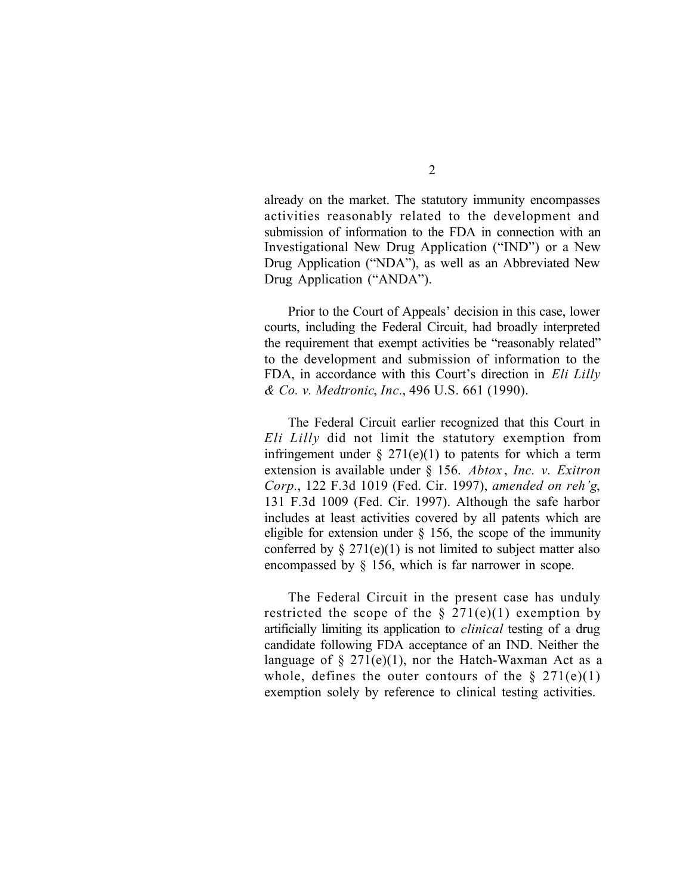already on the market. The statutory immunity encompasses activities reasonably related to the development and submission of information to the FDA in connection with an Investigational New Drug Application ("IND") or a New Drug Application ("NDA"), as well as an Abbreviated New Drug Application ("ANDA").

Prior to the Court of Appeals' decision in this case, lower courts, including the Federal Circuit, had broadly interpreted the requirement that exempt activities be "reasonably related" to the development and submission of information to the FDA, in accordance with this Court's direction in *Eli Lilly & Co. v. Medtronic*, *Inc*., 496 U.S. 661 (1990).

The Federal Circuit earlier recognized that this Court in *Eli Lilly* did not limit the statutory exemption from infringement under § 271(e)(1) to patents for which a term extension is available under § 156. *Abtox*, *Inc. v. Exitron Corp*., 122 F.3d 1019 (Fed. Cir. 1997), *amended on reh'g*, 131 F.3d 1009 (Fed. Cir. 1997). Although the safe harbor includes at least activities covered by all patents which are eligible for extension under § 156, the scope of the immunity conferred by § 271(e)(1) is not limited to subject matter also encompassed by § 156, which is far narrower in scope.

The Federal Circuit in the present case has unduly restricted the scope of the § 271(e)(1) exemption by artificially limiting its application to *clinical* testing of a drug candidate following FDA acceptance of an IND. Neither the language of § 271(e)(1), nor the Hatch-Waxman Act as a whole, defines the outer contours of the § 271(e)(1) exemption solely by reference to clinical testing activities.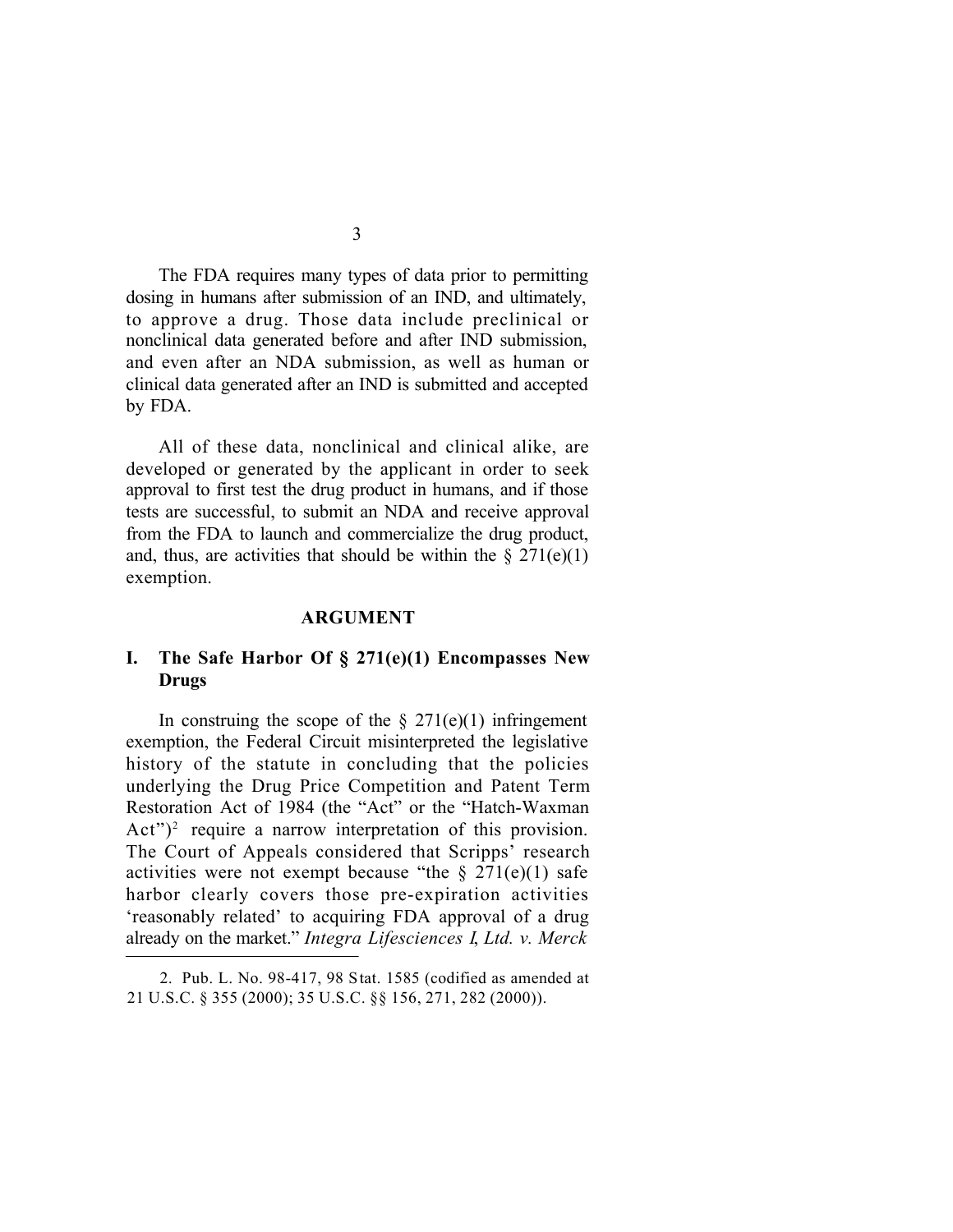The FDA requires many types of data prior to permitting dosing in humans after submission of an IND, and ultimately, to approve a drug. Those data include preclinical or nonclinical data generated before and after IND submission, and even after an NDA submission, as well as human or clinical data generated after an IND is submitted and accepted by FDA.

All of these data, nonclinical and clinical alike, are developed or generated by the applicant in order to seek approval to first test the drug product in humans, and if those tests are successful, to submit an NDA and receive approval from the FDA to launch and commercialize the drug product, and, thus, are activities that should be within the § 271(e)(1) exemption.

## ARGUMENT

### I. The Safe Harbor Of § 271(e)(1) Encompasses New Drugs

In construing the scope of the § 271(e)(1) infringement exemption, the Federal Circuit misinterpreted the legislative history of the statute in concluding that the policies underlying the Drug Price Competition and Patent Term Restoration Act of 1984 (the "Act" or the "Hatch-Waxman Act")[2] require a narrow interpretation of this provision. The Court of Appeals considered that Scripps' research activities were not exempt because "the § 271(e)(1) safe harbor clearly covers those pre-expiration activities 'reasonably related' to acquiring FDA approval of a drug already on the market." *Integra Lifesciences I, Ltd. v. Merck*

2. Pub. L. No. 98-417, 98 Stat. 1585 (codified as amended at 21 U.S.C. § 355 (2000); 35 U.S.C. §§ 156, 271, 282 (2000)).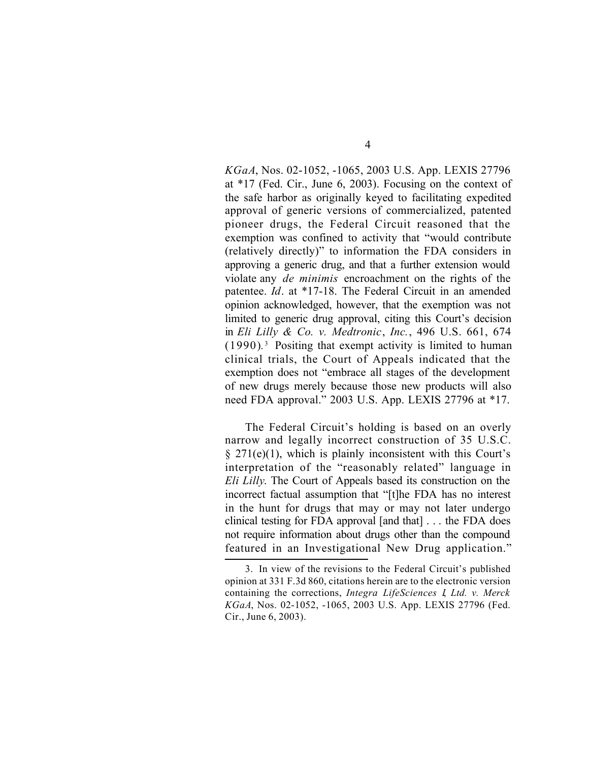*KGaA*, Nos. 02-1052, -1065, 2003 U.S. App. LEXIS 27796 at *17 (Fed. Cir., June 6, 2003). Focusing on the context of the safe harbor as originally keyed to facilitating expedited approval of generic versions of commercialized, patented pioneer drugs, the Federal Circuit reasoned that the exemption was confined to activity that "would contribute (relatively directly)" to information the FDA considers in approving a generic drug, and that a further extension would violate any *de minimis* encroachment on the rights of the patentee. *Id*. at *17-18. The Federal Circuit in an amended opinion acknowledged, however, that the exemption was not limited to generic drug approval, citing this Court's decision in *Eli Lilly & Co. v. Medtronic*, *Inc.*, 496 U.S. 661, 674 (1990).[3] Positing that exempt activity is limited to human clinical trials, the Court of Appeals indicated that the exemption does not "embrace all stages of the development of new drugs merely because those new products will also need FDA approval." 2003 U.S. App. LEXIS 27796 at *17.

The Federal Circuit's holding is based on an overly narrow and legally incorrect construction of 35 U.S.C. § 271(e)(1), which is plainly inconsistent with this Court's interpretation of the "reasonably related" language in *Eli Lilly*. The Court of Appeals based its construction on the incorrect factual assumption that "[t]he FDA has no interest in the hunt for drugs that may or may not later undergo clinical testing for FDA approval [and that] . . . the FDA does not require information about drugs other than the compound featured in an Investigational New Drug application."

---

3. In view of the revisions to the Federal Circuit's published opinion at 331 F.3d 860, citations herein are to the electronic version containing the corrections, *Integra LifeSciences I, Ltd. v. Merck KGaA*, Nos. 02-1052, -1065, 2003 U.S. App. LEXIS 27796 (Fed. Cir., June 6, 2003).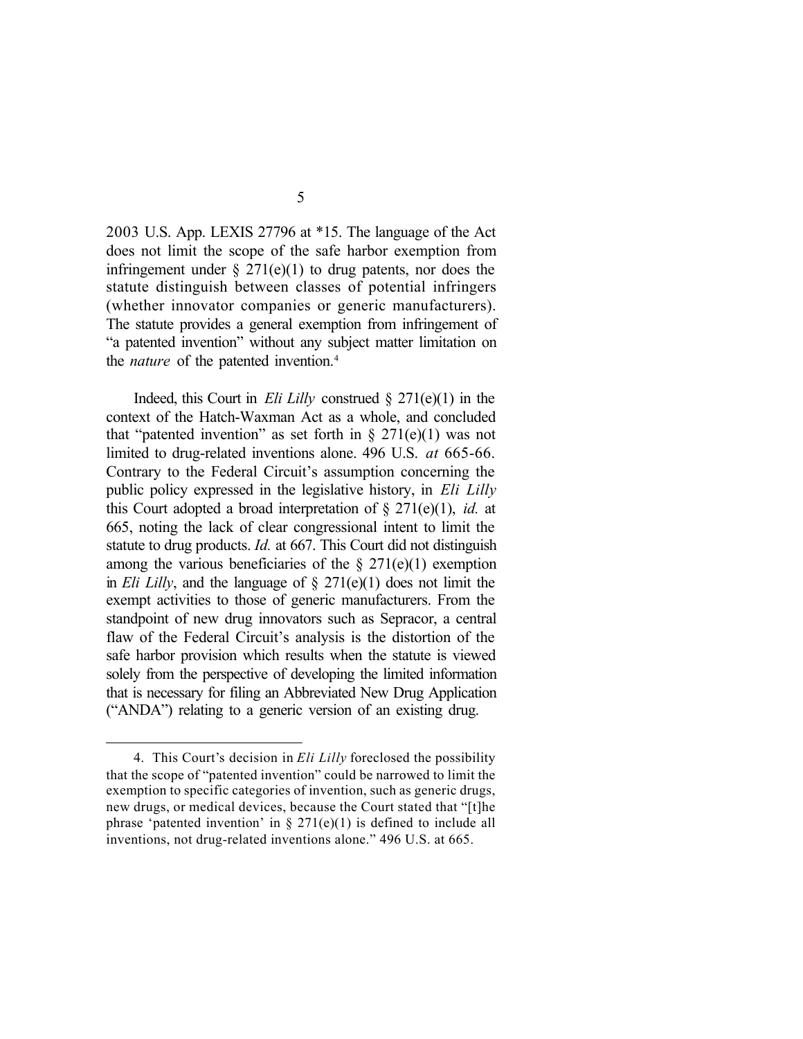2003 U.S. App. LEXIS 27796 at *15. The language of the Act does not limit the scope of the safe harbor exemption from infringement under § 271(e)(1) to drug patents, nor does the statute distinguish between classes of potential infringers (whether innovator companies or generic manufacturers). The statute provides a general exemption from infringement of "a patented invention" without any subject matter limitation on the *nature* of the patented invention.[4]

Indeed, this Court in *Eli Lilly* construed § 271(e)(1) in the context of the Hatch-Waxman Act as a whole, and concluded that "patented invention" as set forth in § 271(e)(1) was not limited to drug-related inventions alone. 496 U.S. *at* 665-66. Contrary to the Federal Circuit's assumption concerning the public policy expressed in the legislative history, in *Eli Lilly* this Court adopted a broad interpretation of § 271(e)(1), *id.* at 665, noting the lack of clear congressional intent to limit the statute to drug products. *Id.* at 667. This Court did not distinguish among the various beneficiaries of the § 271(e)(1) exemption in *Eli Lilly*, and the language of § 271(e)(1) does not limit the exempt activities to those of generic manufacturers. From the standpoint of new drug innovators such as Sepracor, a central flaw of the Federal Circuit's analysis is the distortion of the safe harbor provision which results when the statute is viewed solely from the perspective of developing the limited information that is necessary for filing an Abbreviated New Drug Application ("ANDA") relating to a generic version of an existing drug.

---

4. This Court's decision in *Eli Lilly* foreclosed the possibility that the scope of "patented invention" could be narrowed to limit the exemption to specific categories of invention, such as generic drugs, new drugs, or medical devices, because the Court stated that "[t]he phrase 'patented invention' in § 271(e)(1) is defined to include all inventions, not drug-related inventions alone." 496 U.S. at 665.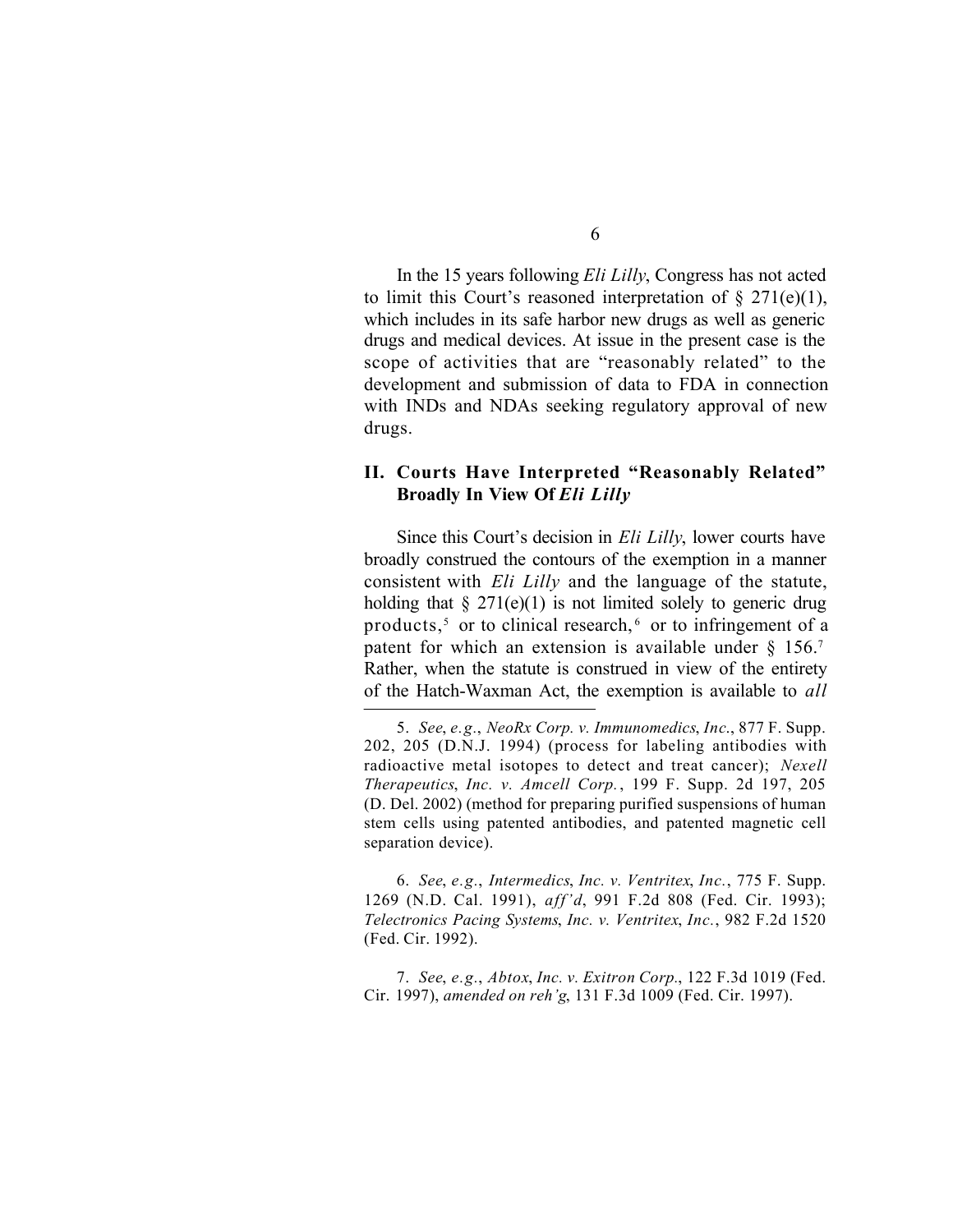In the 15 years following *Eli Lilly*, Congress has not acted to limit this Court's reasoned interpretation of § 271(e)(1), which includes in its safe harbor new drugs as well as generic drugs and medical devices. At issue in the present case is the scope of activities that are "reasonably related" to the development and submission of data to FDA in connection with INDs and NDAs seeking regulatory approval of new drugs.

## II. Courts Have Interpreted "Reasonably Related" Broadly In View Of *Eli Lilly*

Since this Court's decision in *Eli Lilly*, lower courts have broadly construed the contours of the exemption in a manner consistent with *Eli Lilly* and the language of the statute, holding that § 271(e)(1) is not limited solely to generic drug products,[5] or to clinical research,[6] or to infringement of a patent for which an extension is available under § 156.[7] Rather, when the statute is construed in view of the entirety of the Hatch-Waxman Act, the exemption is available to *all*

---

5. *See*, *e.g.*, *NeoRx Corp. v. Immunomedics*, *Inc.*, 877 F. Supp. 202, 205 (D.N.J. 1994) (process for labeling antibodies with radioactive metal isotopes to detect and treat cancer); *Nexell Therapeutics*, *Inc. v. Amcell Corp.*, 199 F. Supp. 2d 197, 205 (D. Del. 2002) (method for preparing purified suspensions of human stem cells using patented antibodies, and patented magnetic cell separation device).

6. *See*, *e.g.*, *Intermedics*, *Inc. v. Ventritex*, *Inc.*, 775 F. Supp. 1269 (N.D. Cal. 1991), *aff'd*, 991 F.2d 808 (Fed. Cir. 1993); *Telectronics Pacing Systems*, *Inc. v. Ventritex*, *Inc.*, 982 F.2d 1520 (Fed. Cir. 1992).

7. *See*, *e.g.*, *Abtox*, *Inc. v. Exitron Corp.*, 122 F.3d 1019 (Fed. Cir. 1997), *amended on reh'g*, 131 F.3d 1009 (Fed. Cir. 1997).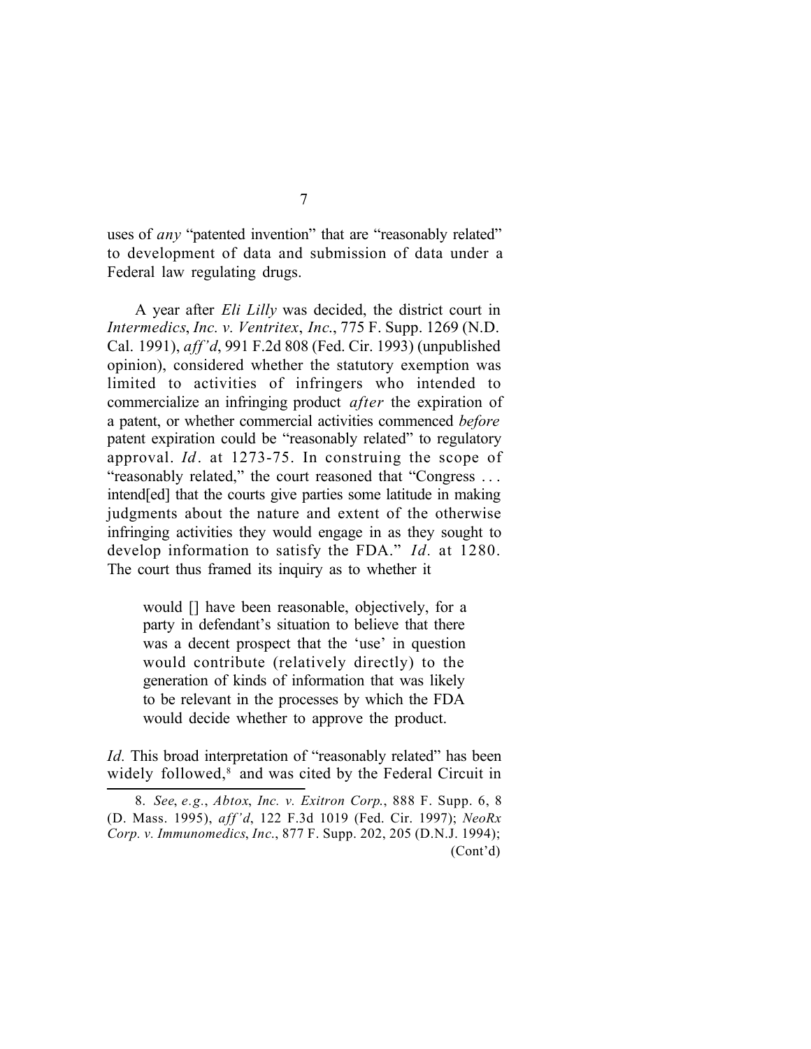uses of *any* "patented invention" that are "reasonably related" to development of data and submission of data under a Federal law regulating drugs.

A year after *Eli Lilly* was decided, the district court in *Intermedics*, *Inc. v. Ventritex*, *Inc.*, 775 F. Supp. 1269 (N.D. Cal. 1991), *aff'd*, 991 F.2d 808 (Fed. Cir. 1993) (unpublished opinion), considered whether the statutory exemption was limited to activities of infringers who intended to commercialize an infringing product *after* the expiration of a patent, or whether commercial activities commenced *before* patent expiration could be "reasonably related" to regulatory approval. *Id*. at 1273-75. In construing the scope of "reasonably related," the court reasoned that "Congress . . . intend[ed] that the courts give parties some latitude in making judgments about the nature and extent of the otherwise infringing activities they would engage in as they sought to develop information to satisfy the FDA." *Id*. at 1280. The court thus framed its inquiry as to whether it

> would [] have been reasonable, objectively, for a party in defendant's situation to believe that there was a decent prospect that the 'use' in question would contribute (relatively directly) to the generation of kinds of information that was likely to be relevant in the processes by which the FDA would decide whether to approve the product.

*Id.* This broad interpretation of "reasonably related" has been widely followed,[8] and was cited by the Federal Circuit in

---

8. *See*, *e.g.*, *Abtox*, *Inc. v. Exitron Corp.*, 888 F. Supp. 6, 8 (D. Mass. 1995), *aff'd*, 122 F.3d 1019 (Fed. Cir. 1997); *NeoRx Corp. v. Immunomedics*, *Inc.*, 877 F. Supp. 202, 205 (D.N.J. 1994);

(Cont'd)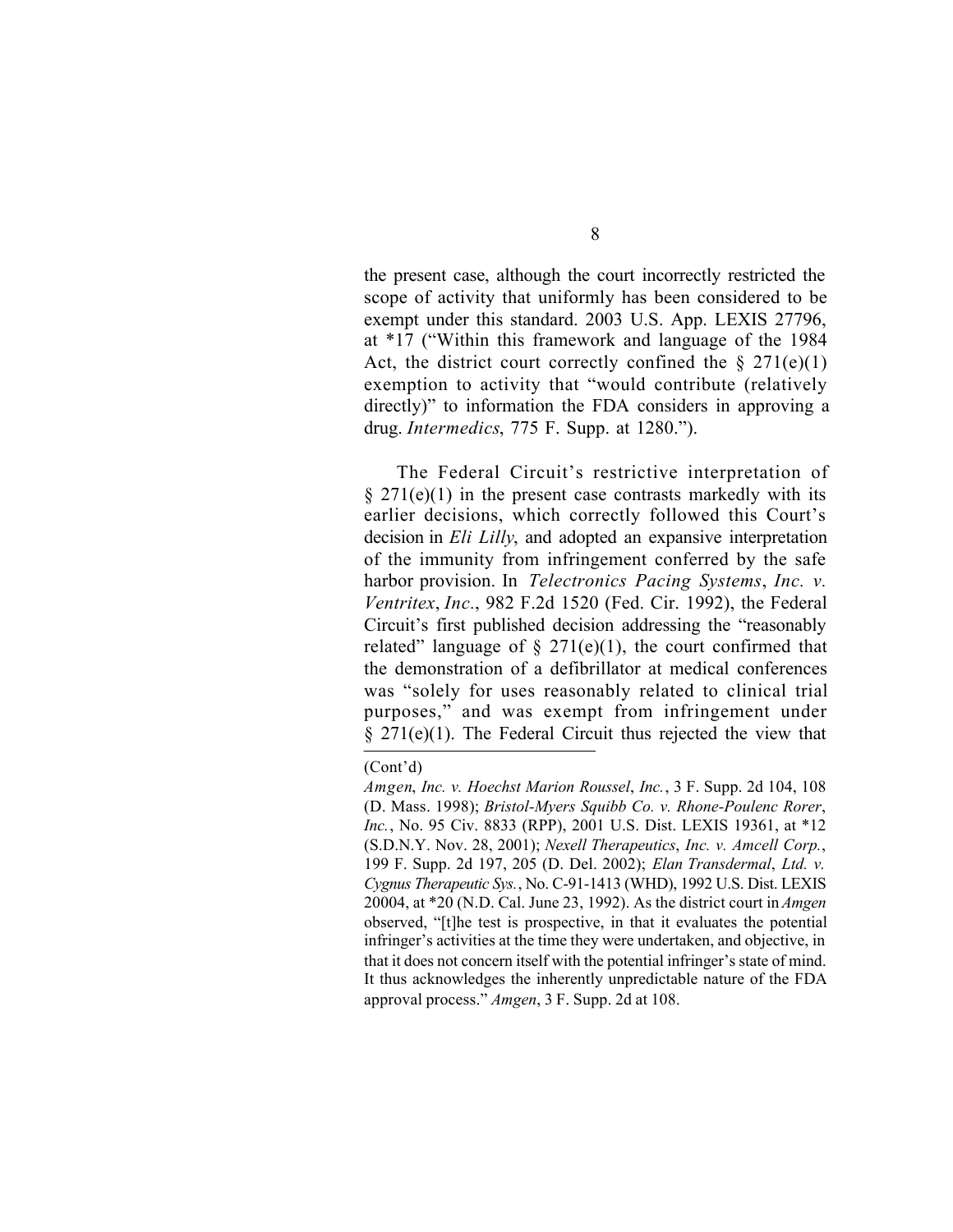the present case, although the court incorrectly restricted the scope of activity that uniformly has been considered to be exempt under this standard. 2003 U.S. App. LEXIS 27796, at *17 ("Within this framework and language of the 1984 Act, the district court correctly confined the § 271(e)(1) exemption to activity that "would contribute (relatively directly)" to information the FDA considers in approving a drug. *Intermedics*, 775 F. Supp. at 1280.").

The Federal Circuit's restrictive interpretation of § 271(e)(1) in the present case contrasts markedly with its earlier decisions, which correctly followed this Court's decision in *Eli Lilly*, and adopted an expansive interpretation of the immunity from infringement conferred by the safe harbor provision. In *Telectronics Pacing Systems*, *Inc. v. Ventritex*, *Inc*., 982 F.2d 1520 (Fed. Cir. 1992), the Federal Circuit's first published decision addressing the "reasonably related" language of § 271(e)(1), the court confirmed that the demonstration of a defibrillator at medical conferences was "solely for uses reasonably related to clinical trial purposes," and was exempt from infringement under § 271(e)(1). The Federal Circuit thus rejected the view that

---

(Cont'd)

*Amgen*, *Inc. v. Hoechst Marion Roussel*, *Inc.*, 3 F. Supp. 2d 104, 108 (D. Mass. 1998); *Bristol-Myers Squibb Co. v. Rhone-Poulenc Rorer*, *Inc.*, No. 95 Civ. 8833 (RPP), 2001 U.S. Dist. LEXIS 19361, at *12 (S.D.N.Y. Nov. 28, 2001); *Nexell Therapeutics*, *Inc. v. Amcell Corp.*, 199 F. Supp. 2d 197, 205 (D. Del. 2002); *Elan Transdermal*, *Ltd. v. Cygnus Therapeutic Sys.*, No. C-91-1413 (WHD), 1992 U.S. Dist. LEXIS 20004, at *20 (N.D. Cal. June 23, 1992). As the district court in *Amgen* observed, "[t]he test is prospective, in that it evaluates the potential infringer's activities at the time they were undertaken, and objective, in that it does not concern itself with the potential infringer's state of mind. It thus acknowledges the inherently unpredictable nature of the FDA approval process." *Amgen*, 3 F. Supp. 2d at 108.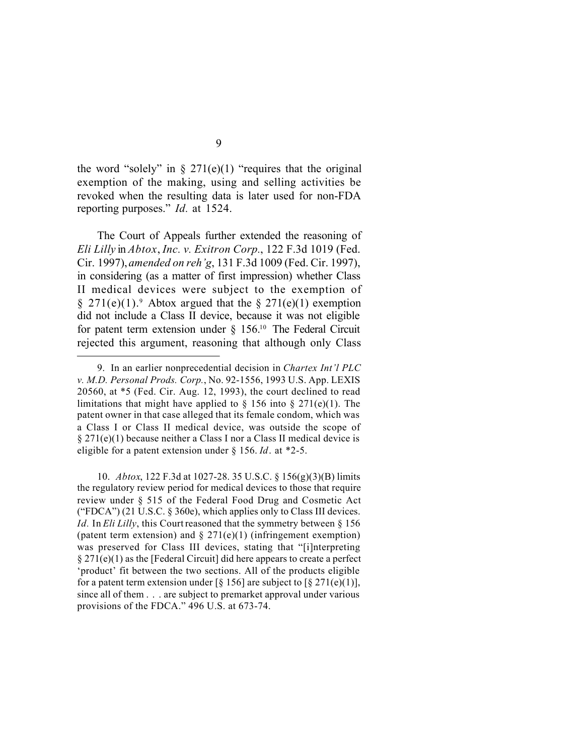the word "solely" in § 271(e)(1) "requires that the original exemption of the making, using and selling activities be revoked when the resulting data is later used for non-FDA reporting purposes." *Id.* at 1524.

The Court of Appeals further extended the reasoning of *Eli Lilly* in *Abtox*, *Inc. v. Exitron Corp.*, 122 F.3d 1019 (Fed. Cir. 1997), *amended on reh'g*, 131 F.3d 1009 (Fed. Cir. 1997), in considering (as a matter of first impression) whether Class II medical devices were subject to the exemption of § 271(e)(1).[9] Abtox argued that the § 271(e)(1) exemption did not include a Class II device, because it was not eligible for patent term extension under § 156.[10] The Federal Circuit rejected this argument, reasoning that although only Class

---

9. In an earlier nonprecedential decision in *Chartex Int'l PLC v. M.D. Personal Prods. Corp.*, No. 92-1556, 1993 U.S. App. LEXIS 20560, at *5 (Fed. Cir. Aug. 12, 1993), the court declined to read limitations that might have applied to § 156 into § 271(e)(1). The patent owner in that case alleged that its female condom, which was a Class I or Class II medical device, was outside the scope of § 271(e)(1) because neither a Class I nor a Class II medical device is eligible for a patent extension under § 156. *Id*. at *2-5.

10. *Abtox*, 122 F.3d at 1027-28. 35 U.S.C. § 156(g)(3)(B) limits the regulatory review period for medical devices to those that require review under § 515 of the Federal Food Drug and Cosmetic Act ("FDCA") (21 U.S.C. § 360e), which applies only to Class III devices. *Id.* In *Eli Lilly*, this Court reasoned that the symmetry between § 156 (patent term extension) and § 271(e)(1) (infringement exemption) was preserved for Class III devices, stating that "[i]nterpreting § 271(e)(1) as the [Federal Circuit] did here appears to create a perfect 'product' fit between the two sections. All of the products eligible for a patent term extension under [§ 156] are subject to [§ 271(e)(1)], since all of them . . . are subject to premarket approval under various provisions of the FDCA." 496 U.S. at 673-74.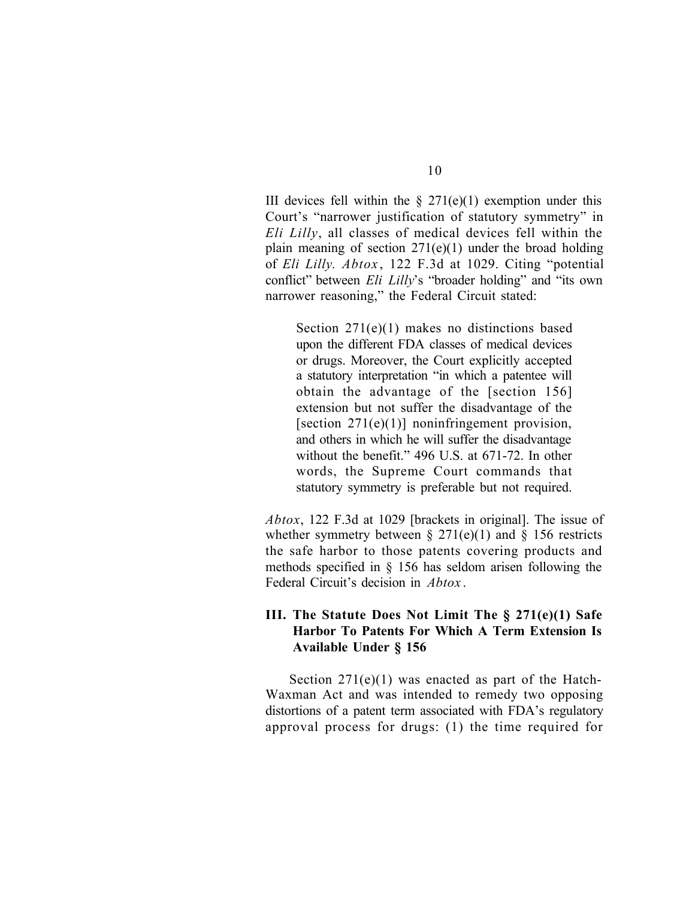III devices fell within the § 271(e)(1) exemption under this Court's "narrower justification of statutory symmetry" in *Eli Lilly*, all classes of medical devices fell within the plain meaning of section 271(e)(1) under the broad holding of *Eli Lilly. Abtox*, 122 F.3d at 1029. Citing "potential conflict" between *Eli Lilly*'s "broader holding" and "its own narrower reasoning," the Federal Circuit stated:

> Section 271(e)(1) makes no distinctions based upon the different FDA classes of medical devices or drugs. Moreover, the Court explicitly accepted a statutory interpretation "in which a patentee will obtain the advantage of the [section 156] extension but not suffer the disadvantage of the [section 271(e)(1)] noninfringement provision, and others in which he will suffer the disadvantage without the benefit." 496 U.S. at 671-72. In other words, the Supreme Court commands that statutory symmetry is preferable but not required.

*Abtox*, 122 F.3d at 1029 [brackets in original]. The issue of whether symmetry between § 271(e)(1) and § 156 restricts the safe harbor to those patents covering products and methods specified in § 156 has seldom arisen following the Federal Circuit's decision in *Abtox*.

## III. The Statute Does Not Limit The § 271(e)(1) Safe Harbor To Patents For Which A Term Extension Is Available Under § 156

Section 271(e)(1) was enacted as part of the Hatch-Waxman Act and was intended to remedy two opposing distortions of a patent term associated with FDA's regulatory approval process for drugs: (1) the time required for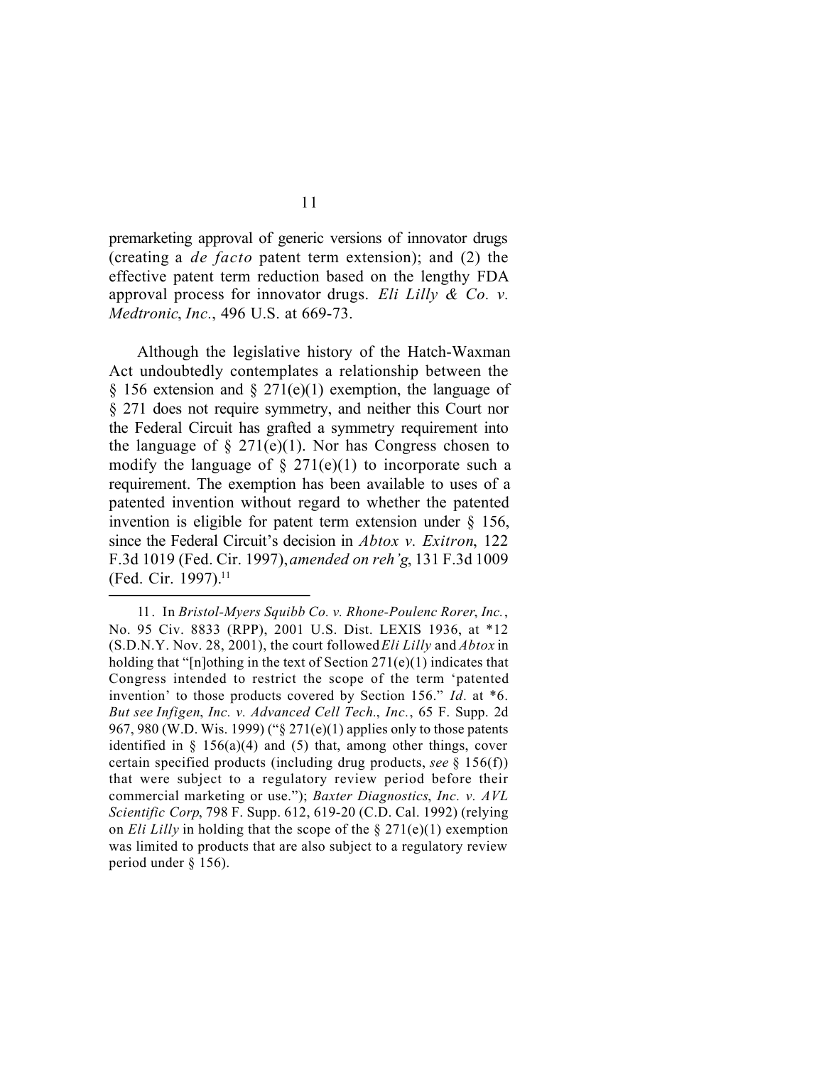premarketing approval of generic versions of innovator drugs (creating a *de facto* patent term extension); and (2) the effective patent term reduction based on the lengthy FDA approval process for innovator drugs. *Eli Lilly & Co. v. Medtronic*, *Inc.*, 496 U.S. at 669-73.

Although the legislative history of the Hatch-Waxman Act undoubtedly contemplates a relationship between the § 156 extension and § 271(e)(1) exemption, the language of § 271 does not require symmetry, and neither this Court nor the Federal Circuit has grafted a symmetry requirement into the language of § 271(e)(1). Nor has Congress chosen to modify the language of § 271(e)(1) to incorporate such a requirement. The exemption has been available to uses of a patented invention without regard to whether the patented invention is eligible for patent term extension under § 156, since the Federal Circuit's decision in *Abtox v. Exitron*, 122 F.3d 1019 (Fed. Cir. 1997), *amended on reh'g*, 131 F.3d 1009 (Fed. Cir. 1997).[11]

---

11. In *Bristol-Myers Squibb Co. v. Rhone-Poulenc Rorer*, *Inc.*, No. 95 Civ. 8833 (RPP), 2001 U.S. Dist. LEXIS 1936, at *12 (S.D.N.Y. Nov. 28, 2001), the court followed *Eli Lilly* and *Abtox* in holding that "[n]othing in the text of Section 271(e)(1) indicates that Congress intended to restrict the scope of the term 'patented invention' to those products covered by Section 156." *Id.* at *6. *But see Infigen*, *Inc. v. Advanced Cell Tech.*, *Inc.*, 65 F. Supp. 2d 967, 980 (W.D. Wis. 1999) ("§ 271(e)(1) applies only to those patents identified in § 156(a)(4) and (5) that, among other things, cover certain specified products (including drug products, *see* § 156(f)) that were subject to a regulatory review period before their commercial marketing or use."); *Baxter Diagnostics*, *Inc. v. AVL Scientific Corp*, 798 F. Supp. 612, 619-20 (C.D. Cal. 1992) (relying on *Eli Lilly* in holding that the scope of the § 271(e)(1) exemption was limited to products that are also subject to a regulatory review period under § 156).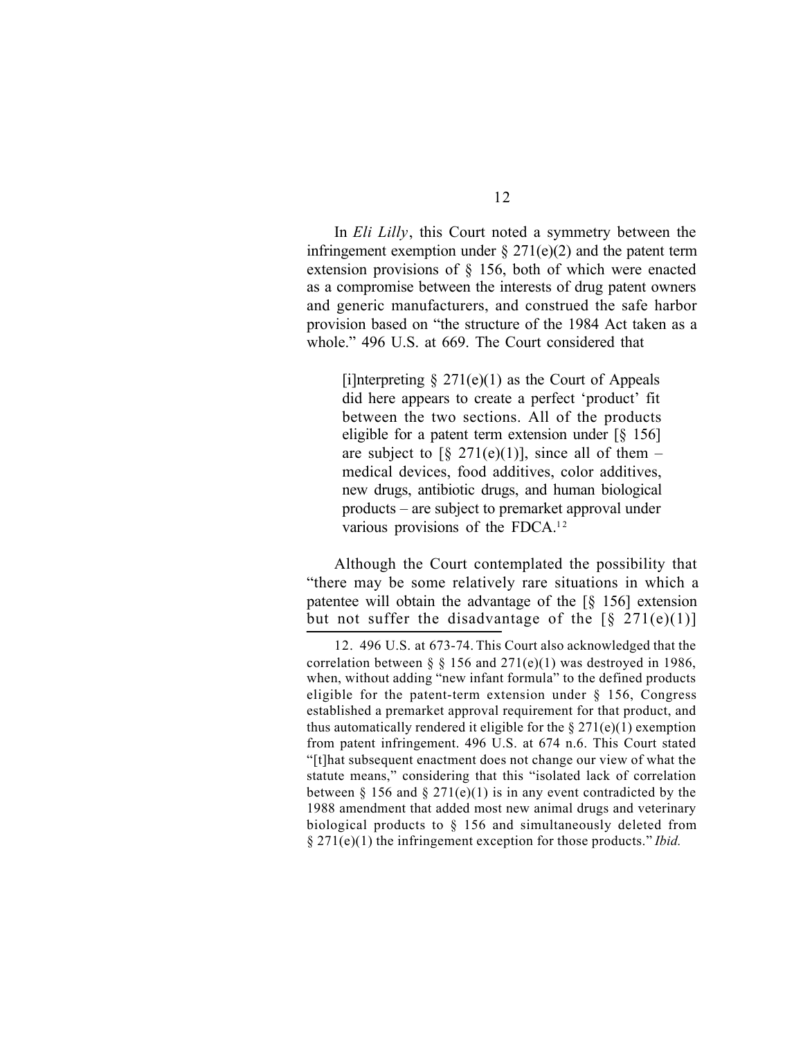In *Eli Lilly*, this Court noted a symmetry between the infringement exemption under § 271(e)(2) and the patent term extension provisions of § 156, both of which were enacted as a compromise between the interests of drug patent owners and generic manufacturers, and construed the safe harbor provision based on "the structure of the 1984 Act taken as a whole." 496 U.S. at 669. The Court considered that

> [i]nterpreting § 271(e)(1) as the Court of Appeals did here appears to create a perfect 'product' fit between the two sections. All of the products eligible for a patent term extension under [§ 156] are subject to [§ 271(e)(1)], since all of them – medical devices, food additives, color additives, new drugs, antibiotic drugs, and human biological products – are subject to premarket approval under various provisions of the FDCA.[12]

Although the Court contemplated the possibility that "there may be some relatively rare situations in which a patentee will obtain the advantage of the [§ 156] extension but not suffer the disadvantage of the [§ 271(e)(1)]

---

12. 496 U.S. at 673-74. This Court also acknowledged that the correlation between § § 156 and 271(e)(1) was destroyed in 1986, when, without adding "new infant formula" to the defined products eligible for the patent-term extension under § 156, Congress established a premarket approval requirement for that product, and thus automatically rendered it eligible for the § 271(e)(1) exemption from patent infringement. 496 U.S. at 674 n.6. This Court stated "[t]hat subsequent enactment does not change our view of what the statute means," considering that this "isolated lack of correlation between § 156 and § 271(e)(1) is in any event contradicted by the 1988 amendment that added most new animal drugs and veterinary biological products to § 156 and simultaneously deleted from § 271(e)(1) the infringement exception for those products." *Ibid.*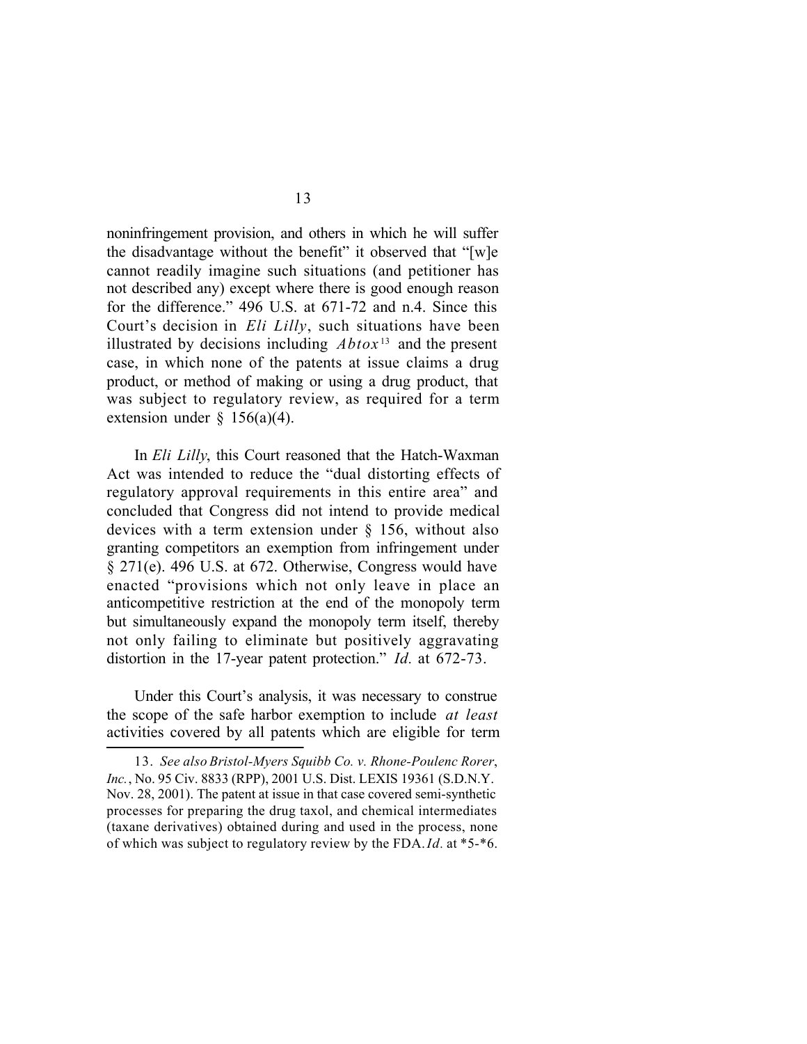noninfringement provision, and others in which he will suffer the disadvantage without the benefit" it observed that "[w]e cannot readily imagine such situations (and petitioner has not described any) except where there is good enough reason for the difference." 496 U.S. at 671-72 and n.4. Since this Court's decision in *Eli Lilly*, such situations have been illustrated by decisions including *Abtox*[13] and the present case, in which none of the patents at issue claims a drug product, or method of making or using a drug product, that was subject to regulatory review, as required for a term extension under § 156(a)(4).

In *Eli Lilly*, this Court reasoned that the Hatch-Waxman Act was intended to reduce the "dual distorting effects of regulatory approval requirements in this entire area" and concluded that Congress did not intend to provide medical devices with a term extension under § 156, without also granting competitors an exemption from infringement under § 271(e). 496 U.S. at 672. Otherwise, Congress would have enacted "provisions which not only leave in place an anticompetitive restriction at the end of the monopoly term but simultaneously expand the monopoly term itself, thereby not only failing to eliminate but positively aggravating distortion in the 17-year patent protection." *Id.* at 672-73.

Under this Court's analysis, it was necessary to construe the scope of the safe harbor exemption to include *at least* activities covered by all patents which are eligible for term

13. *See also Bristol-Myers Squibb Co. v. Rhone-Poulenc Rorer, Inc.*, No. 95 Civ. 8833 (RPP), 2001 U.S. Dist. LEXIS 19361 (S.D.N.Y. Nov. 28, 2001). The patent at issue in that case covered semi-synthetic processes for preparing the drug taxol, and chemical intermediates (taxane derivatives) obtained during and used in the process, none of which was subject to regulatory review by the FDA. *Id.* at *5-*6.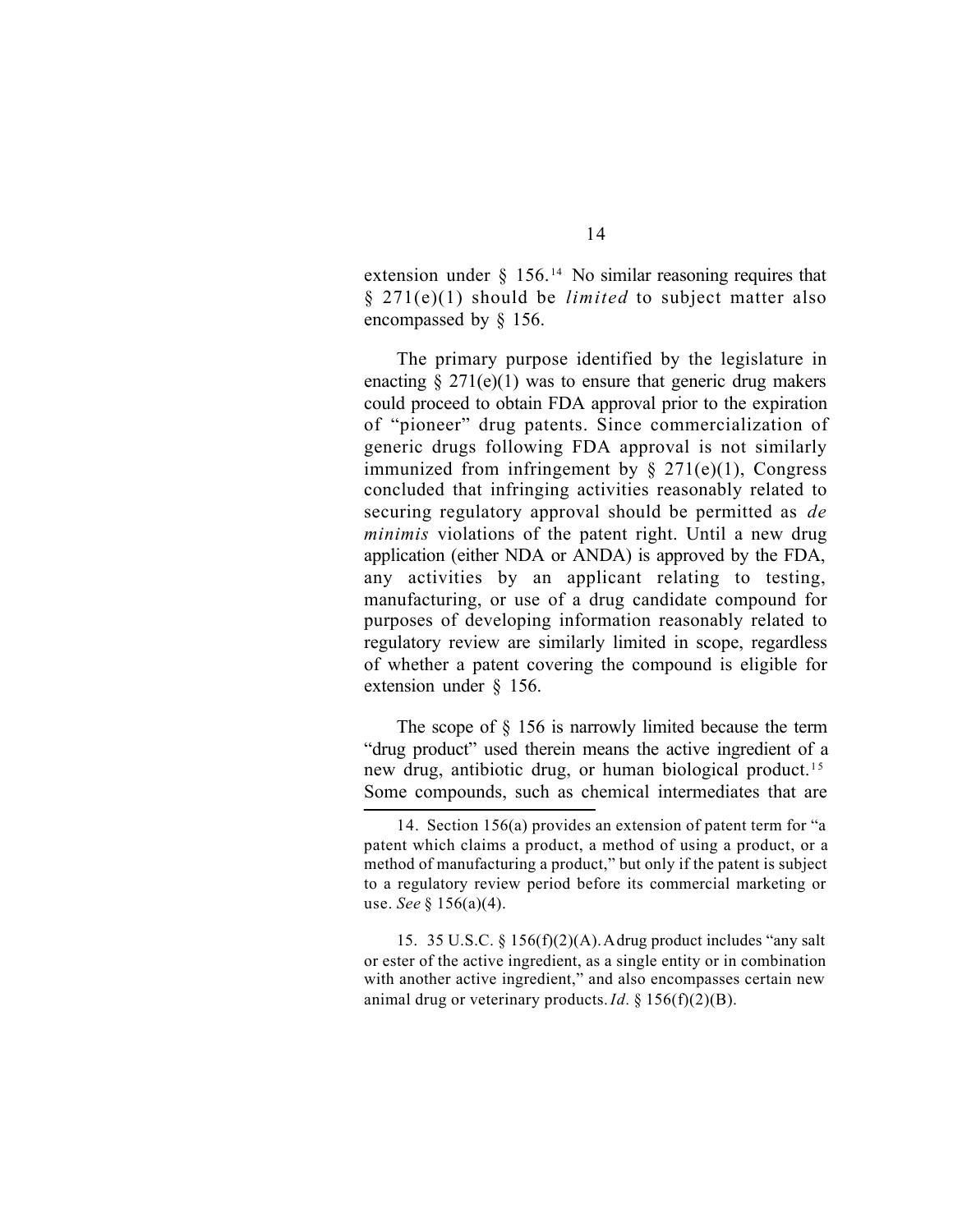extension under § 156.[14] No similar reasoning requires that § 271(e)(1) should be *limited* to subject matter also encompassed by § 156.

The primary purpose identified by the legislature in enacting § 271(e)(1) was to ensure that generic drug makers could proceed to obtain FDA approval prior to the expiration of "pioneer" drug patents. Since commercialization of generic drugs following FDA approval is not similarly immunized from infringement by § 271(e)(1), Congress concluded that infringing activities reasonably related to securing regulatory approval should be permitted as *de minimis* violations of the patent right. Until a new drug application (either NDA or ANDA) is approved by the FDA, any activities by an applicant relating to testing, manufacturing, or use of a drug candidate compound for purposes of developing information reasonably related to regulatory review are similarly limited in scope, regardless of whether a patent covering the compound is eligible for extension under § 156.

The scope of § 156 is narrowly limited because the term "drug product" used therein means the active ingredient of a new drug, antibiotic drug, or human biological product.[15] Some compounds, such as chemical intermediates that are

---

14. Section 156(a) provides an extension of patent term for "a patent which claims a product, a method of using a product, or a method of manufacturing a product," but only if the patent is subject to a regulatory review period before its commercial marketing or use. *See* § 156(a)(4).

15. 35 U.S.C. § 156(f)(2)(A). A drug product includes "any salt or ester of the active ingredient, as a single entity or in combination with another active ingredient," and also encompasses certain new animal drug or veterinary products. *Id.* § 156(f)(2)(B).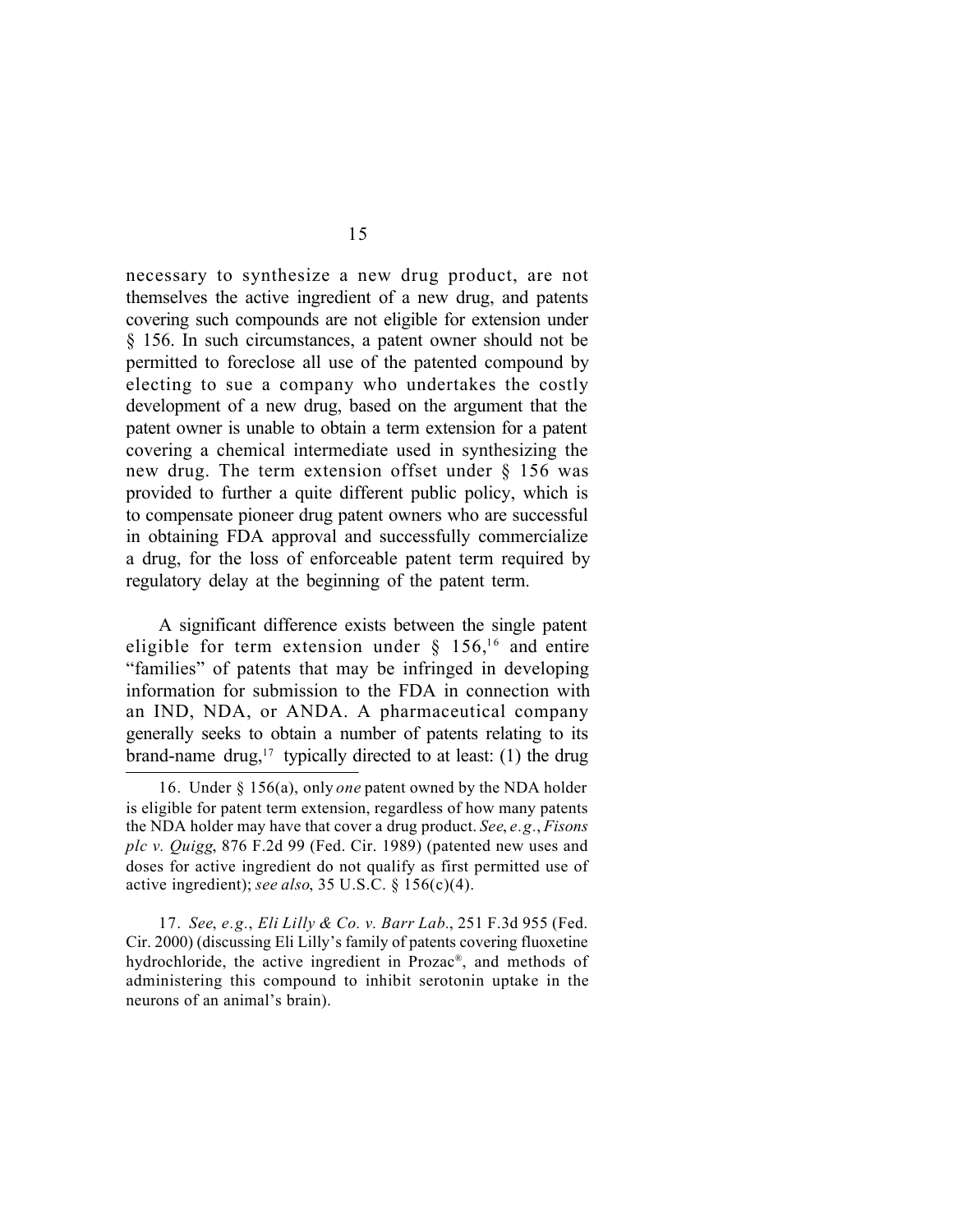necessary to synthesize a new drug product, are not themselves the active ingredient of a new drug, and patents covering such compounds are not eligible for extension under § 156. In such circumstances, a patent owner should not be permitted to foreclose all use of the patented compound by electing to sue a company who undertakes the costly development of a new drug, based on the argument that the patent owner is unable to obtain a term extension for a patent covering a chemical intermediate used in synthesizing the new drug. The term extension offset under § 156 was provided to further a quite different public policy, which is to compensate pioneer drug patent owners who are successful in obtaining FDA approval and successfully commercialize a drug, for the loss of enforceable patent term required by regulatory delay at the beginning of the patent term.

A significant difference exists between the single patent eligible for term extension under § 156,[16] and entire "families" of patents that may be infringed in developing information for submission to the FDA in connection with an IND, NDA, or ANDA. A pharmaceutical company generally seeks to obtain a number of patents relating to its brand-name drug,[17] typically directed to at least: (1) the drug

---

16. Under § 156(a), only *one* patent owned by the NDA holder is eligible for patent term extension, regardless of how many patents the NDA holder may have that cover a drug product. *See*, *e.g.*, *Fisons plc v. Quigg*, 876 F.2d 99 (Fed. Cir. 1989) (patented new uses and doses for active ingredient do not qualify as first permitted use of active ingredient); *see also*, 35 U.S.C. § 156(c)(4).

17. *See*, *e.g.*, *Eli Lilly & Co. v. Barr Lab.*, 251 F.3d 955 (Fed. Cir. 2000) (discussing Eli Lilly's family of patents covering fluoxetine hydrochloride, the active ingredient in Prozac®, and methods of administering this compound to inhibit serotonin uptake in the neurons of an animal's brain).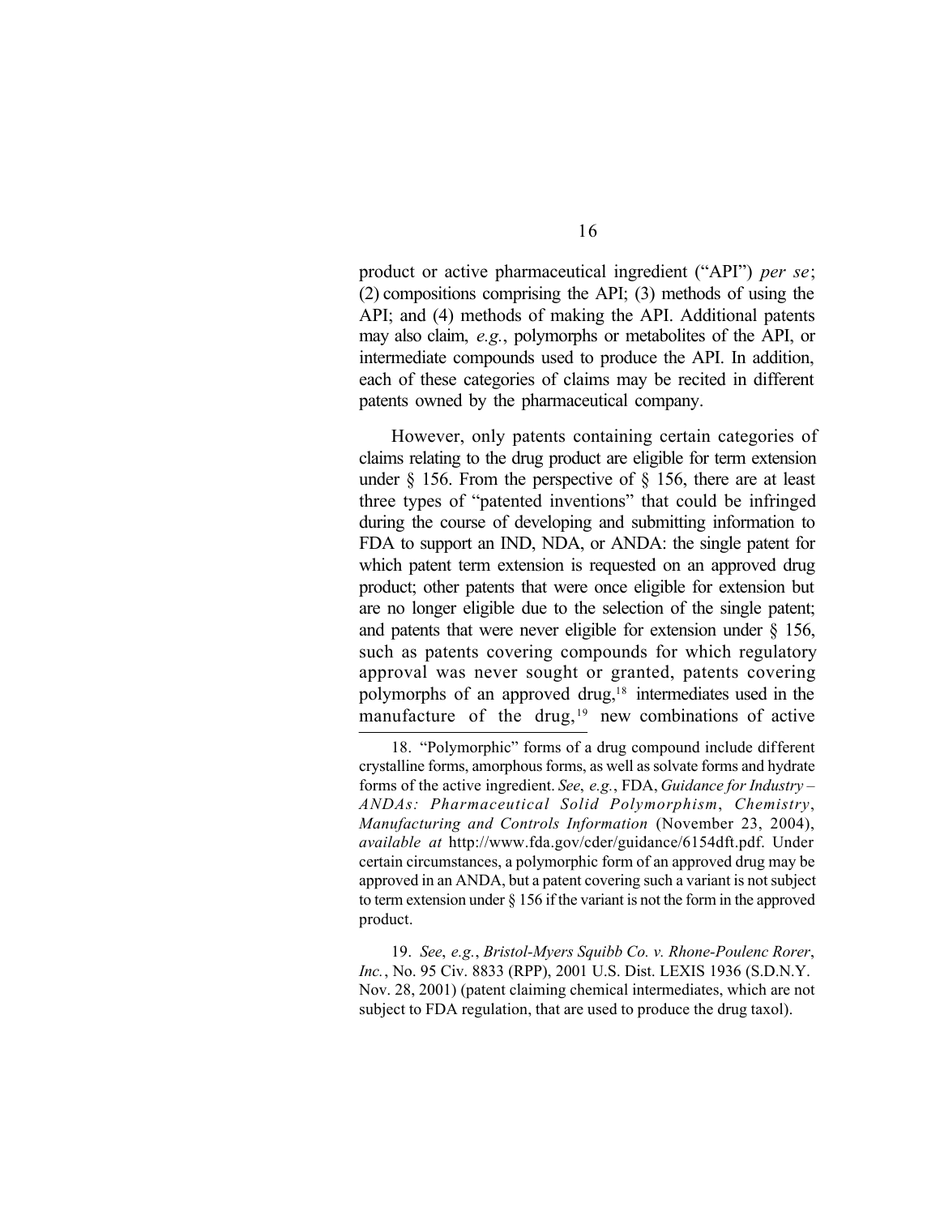product or active pharmaceutical ingredient ("API") *per se*; (2) compositions comprising the API; (3) methods of using the API; and (4) methods of making the API. Additional patents may also claim, *e.g.*, polymorphs or metabolites of the API, or intermediate compounds used to produce the API. In addition, each of these categories of claims may be recited in different patents owned by the pharmaceutical company.

However, only patents containing certain categories of claims relating to the drug product are eligible for term extension under § 156. From the perspective of § 156, there are at least three types of "patented inventions" that could be infringed during the course of developing and submitting information to FDA to support an IND, NDA, or ANDA: the single patent for which patent term extension is requested on an approved drug product; other patents that were once eligible for extension but are no longer eligible due to the selection of the single patent; and patents that were never eligible for extension under § 156, such as patents covering compounds for which regulatory approval was never sought or granted, patents covering polymorphs of an approved drug,[18] intermediates used in the manufacture of the drug,[19] new combinations of active

18. "Polymorphic" forms of a drug compound include different crystalline forms, amorphous forms, as well as solvate forms and hydrate forms of the active ingredient. *See*, *e.g.*, FDA, *Guidance for Industry – ANDAs: Pharmaceutical Solid Polymorphism*, *Chemistry*, *Manufacturing and Controls Information* (November 23, 2004), *available at* http://www.fda.gov/cder/guidance/6154dft.pdf. Under certain circumstances, a polymorphic form of an approved drug may be approved in an ANDA, but a patent covering such a variant is not subject to term extension under § 156 if the variant is not the form in the approved product.

19. *See*, *e.g.*, *Bristol-Myers Squibb Co. v. Rhone-Poulenc Rorer*, *Inc.*, No. 95 Civ. 8833 (RPP), 2001 U.S. Dist. LEXIS 1936 (S.D.N.Y. Nov. 28, 2001) (patent claiming chemical intermediates, which are not subject to FDA regulation, that are used to produce the drug taxol).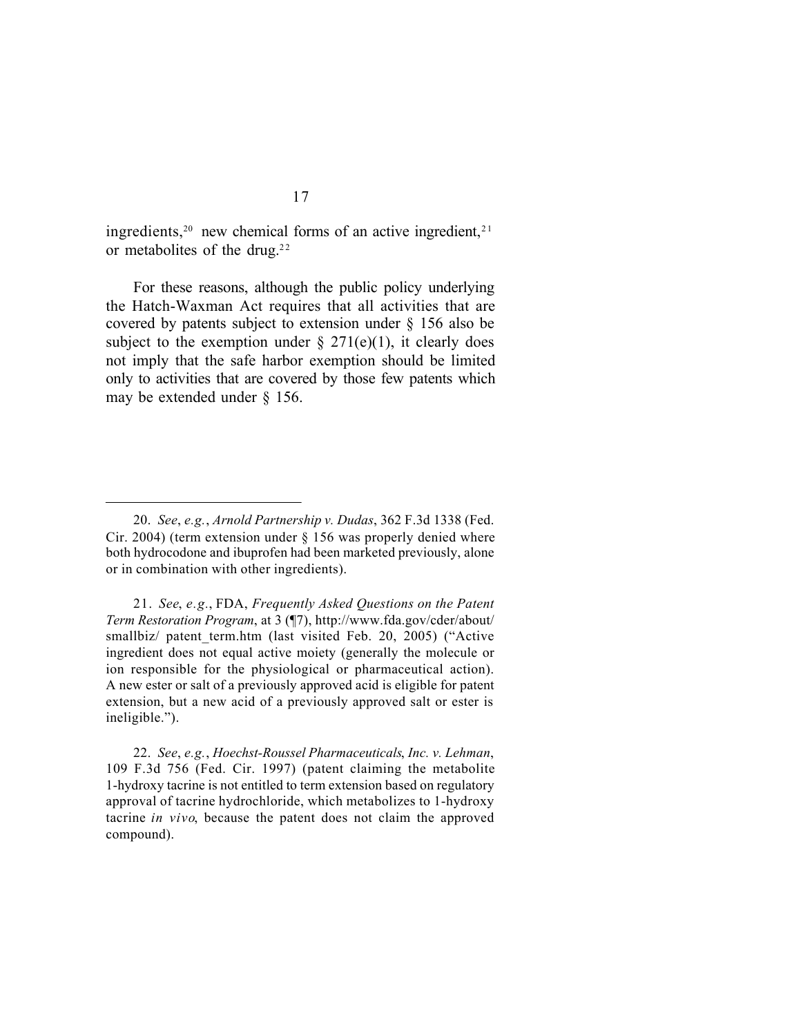ingredients,[20] new chemical forms of an active ingredient,[21] or metabolites of the drug.[22]

For these reasons, although the public policy underlying the Hatch-Waxman Act requires that all activities that are covered by patents subject to extension under § 156 also be subject to the exemption under § 271(e)(1), it clearly does not imply that the safe harbor exemption should be limited only to activities that are covered by those few patents which may be extended under § 156.

---

20. *See*, *e.g.*, *Arnold Partnership v. Dudas*, 362 F.3d 1338 (Fed. Cir. 2004) (term extension under § 156 was properly denied where both hydrocodone and ibuprofen had been marketed previously, alone or in combination with other ingredients).

21. *See*, *e.g.*, FDA, *Frequently Asked Questions on the Patent Term Restoration Program*, at 3 (¶7), http://www.fda.gov/cder/about/smallbiz/ patent_term.htm (last visited Feb. 20, 2005) ("Active ingredient does not equal active moiety (generally the molecule or ion responsible for the physiological or pharmaceutical action). A new ester or salt of a previously approved acid is eligible for patent extension, but a new acid of a previously approved salt or ester is ineligible.").

22. *See*, *e.g.*, *Hoechst-Roussel Pharmaceuticals*, *Inc. v. Lehman*, 109 F.3d 756 (Fed. Cir. 1997) (patent claiming the metabolite 1-hydroxy tacrine is not entitled to term extension based on regulatory approval of tacrine hydrochloride, which metabolizes to 1-hydroxy tacrine *in vivo*, because the patent does not claim the approved compound).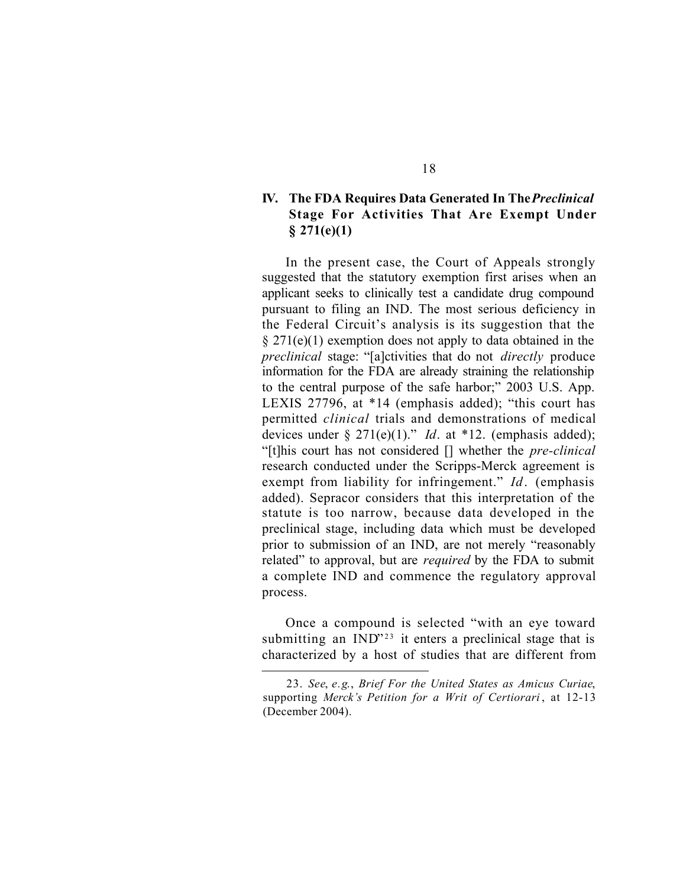## IV. The FDA Requires Data Generated In The *Preclinical* Stage For Activities That Are Exempt Under § 271(e)(1)

In the present case, the Court of Appeals strongly suggested that the statutory exemption first arises when an applicant seeks to clinically test a candidate drug compound pursuant to filing an IND. The most serious deficiency in the Federal Circuit's analysis is its suggestion that the § 271(e)(1) exemption does not apply to data obtained in the *preclinical* stage: "[a]ctivities that do not *directly* produce information for the FDA are already straining the relationship to the central purpose of the safe harbor;" 2003 U.S. App. LEXIS 27796, at *14 (emphasis added); "this court has permitted *clinical* trials and demonstrations of medical devices under § 271(e)(1)." *Id*. at *12. (emphasis added); "[t]his court has not considered [] whether the *pre-clinical* research conducted under the Scripps-Merck agreement is exempt from liability for infringement." *Id*. (emphasis added). Sepracor considers that this interpretation of the statute is too narrow, because data developed in the preclinical stage, including data which must be developed prior to submission of an IND, are not merely "reasonably related" to approval, but are *required* by the FDA to submit a complete IND and commence the regulatory approval process.

Once a compound is selected "with an eye toward submitting an IND"[23] it enters a preclinical stage that is characterized by a host of studies that are different from

---

23. *See*, *e.g.*, *Brief For the United States as Amicus Curiae*, supporting *Merck's Petition for a Writ of Certiorari*, at 12-13 (December 2004).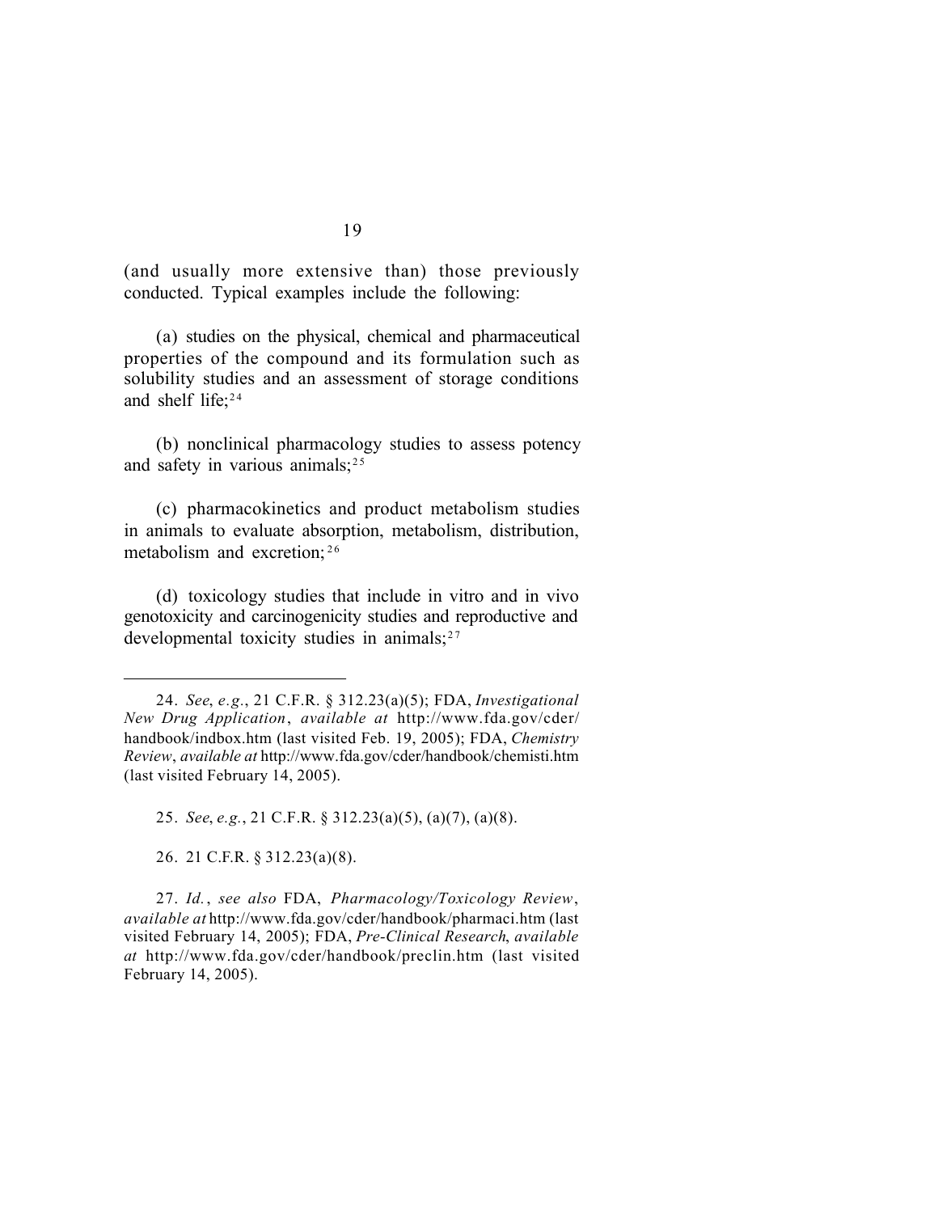(and usually more extensive than) those previously conducted. Typical examples include the following:

(a) studies on the physical, chemical and pharmaceutical properties of the compound and its formulation such as solubility studies and an assessment of storage conditions and shelf life;[24]

(b) nonclinical pharmacology studies to assess potency and safety in various animals;[25]

(c) pharmacokinetics and product metabolism studies in animals to evaluate absorption, metabolism, distribution, metabolism and excretion;[26]

(d) toxicology studies that include in vitro and in vivo genotoxicity and carcinogenicity studies and reproductive and developmental toxicity studies in animals;[27]

---

24. *See*, *e.g.*, 21 C.F.R. § 312.23(a)(5); FDA, *Investigational New Drug Application*, *available at* http://www.fda.gov/cder/handbook/indbox.htm (last visited Feb. 19, 2005); FDA, *Chemistry Review*, *available at* http://www.fda.gov/cder/handbook/chemisti.htm (last visited February 14, 2005).

25. *See*, *e.g.*, 21 C.F.R. § 312.23(a)(5), (a)(7), (a)(8).

26. 21 C.F.R. § 312.23(a)(8).

27. *Id.*, *see also* FDA, *Pharmacology/Toxicology Review*, *available at* http://www.fda.gov/cder/handbook/pharmaci.htm (last visited February 14, 2005); FDA, *Pre-Clinical Research*, *available at* http://www.fda.gov/cder/handbook/preclin.htm (last visited February 14, 2005).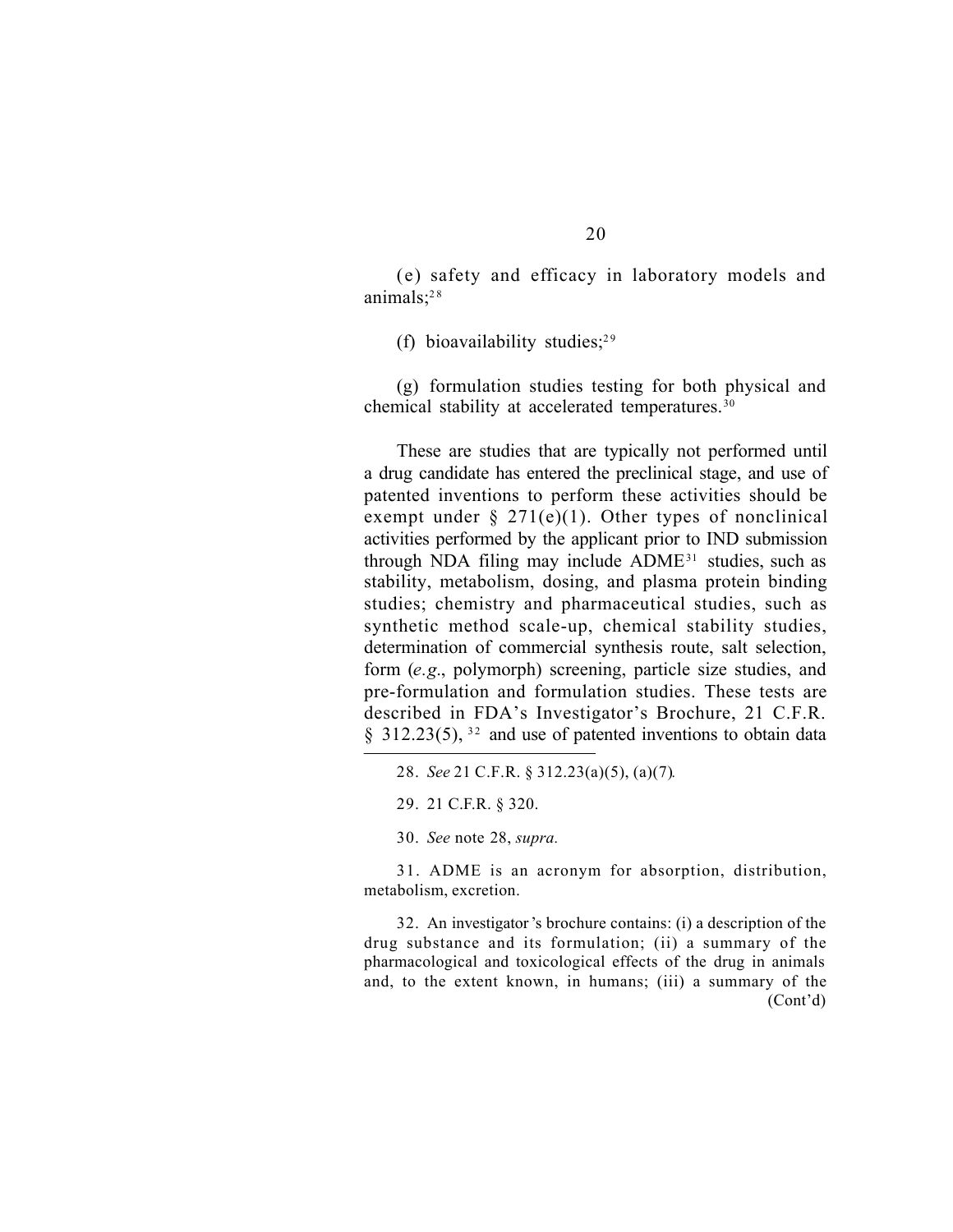(e) safety and efficacy in laboratory models and animals;[28]

(f) bioavailability studies;[29]

(g) formulation studies testing for both physical and chemical stability at accelerated temperatures.[30]

These are studies that are typically not performed until a drug candidate has entered the preclinical stage, and use of patented inventions to perform these activities should be exempt under § 271(e)(1). Other types of nonclinical activities performed by the applicant prior to IND submission through NDA filing may include ADME[31] studies, such as stability, metabolism, dosing, and plasma protein binding studies; chemistry and pharmaceutical studies, such as synthetic method scale-up, chemical stability studies, determination of commercial synthesis route, salt selection, form (*e.g*., polymorph) screening, particle size studies, and pre-formulation and formulation studies. These tests are described in FDA's Investigator's Brochure, 21 C.F.R. § 312.23(5), [32] and use of patented inventions to obtain data

---

28. *See* 21 C.F.R. § 312.23(a)(5), (a)(7).

29. 21 C.F.R. § 320.

30. *See* note 28, *supra.*

31. ADME is an acronym for absorption, distribution, metabolism, excretion.

32. An investigator's brochure contains: (i) a description of the drug substance and its formulation; (ii) a summary of the pharmacological and toxicological effects of the drug in animals and, to the extent known, in humans; (iii) a summary of the (Cont'd)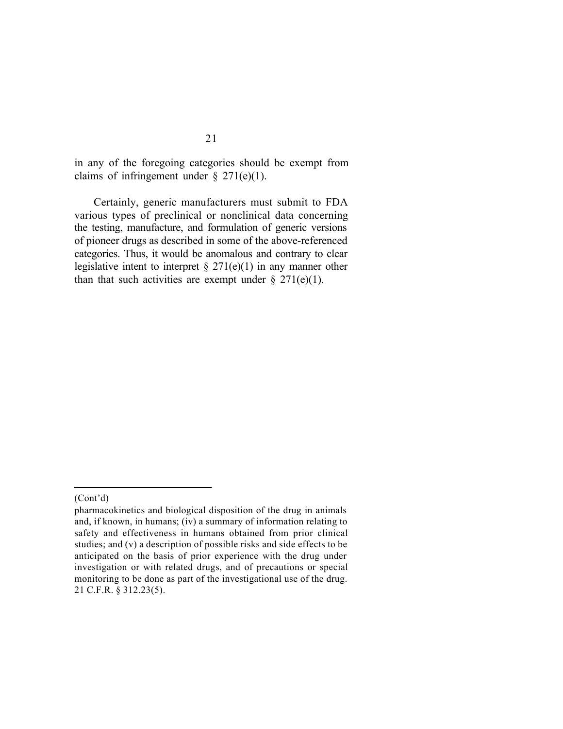in any of the foregoing categories should be exempt from claims of infringement under § 271(e)(1).

Certainly, generic manufacturers must submit to FDA various types of preclinical or nonclinical data concerning the testing, manufacture, and formulation of generic versions of pioneer drugs as described in some of the above-referenced categories. Thus, it would be anomalous and contrary to clear legislative intent to interpret § 271(e)(1) in any manner other than that such activities are exempt under § 271(e)(1).

---

(Cont'd)

pharmacokinetics and biological disposition of the drug in animals and, if known, in humans; (iv) a summary of information relating to safety and effectiveness in humans obtained from prior clinical studies; and (v) a description of possible risks and side effects to be anticipated on the basis of prior experience with the drug under investigation or with related drugs, and of precautions or special monitoring to be done as part of the investigational use of the drug. 21 C.F.R. § 312.23(5).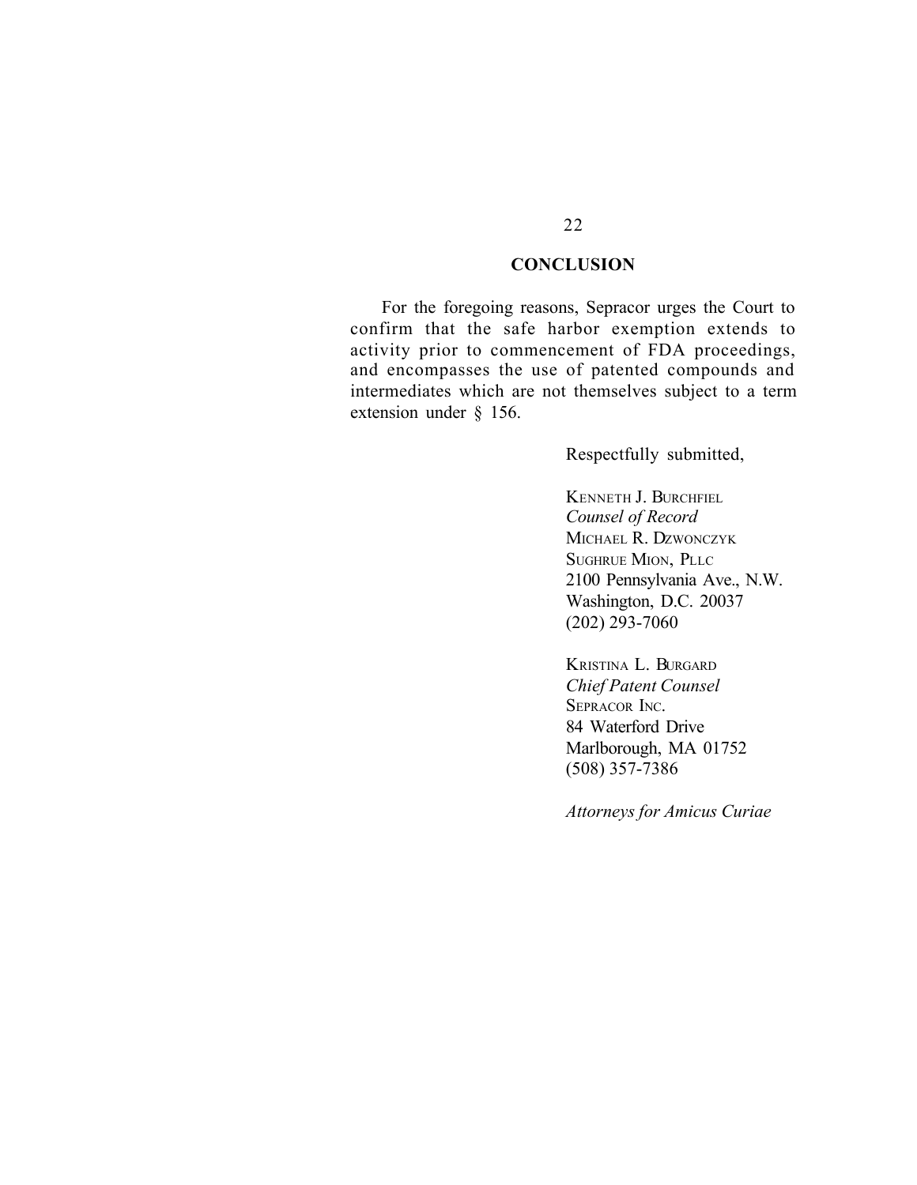## CONCLUSION

For the foregoing reasons, Sepracor urges the Court to confirm that the safe harbor exemption extends to activity prior to commencement of FDA proceedings, and encompasses the use of patented compounds and intermediates which are not themselves subject to a term extension under § 156.

Respectfully submitted,

KENNETH J. BURCHFIEL
*Counsel of Record*
MICHAEL R. DZWONCZYK
SUGHRUE MION, PLLC
2100 Pennsylvania Ave., N.W.
Washington, D.C. 20037
(202) 293-7060

KRISTINA L. BURGARD
*Chief Patent Counsel*
SEPRACOR INC.
84 Waterford Drive
Marlborough, MA 01752
(508) 357-7386

*Attorneys for Amicus Curiae*